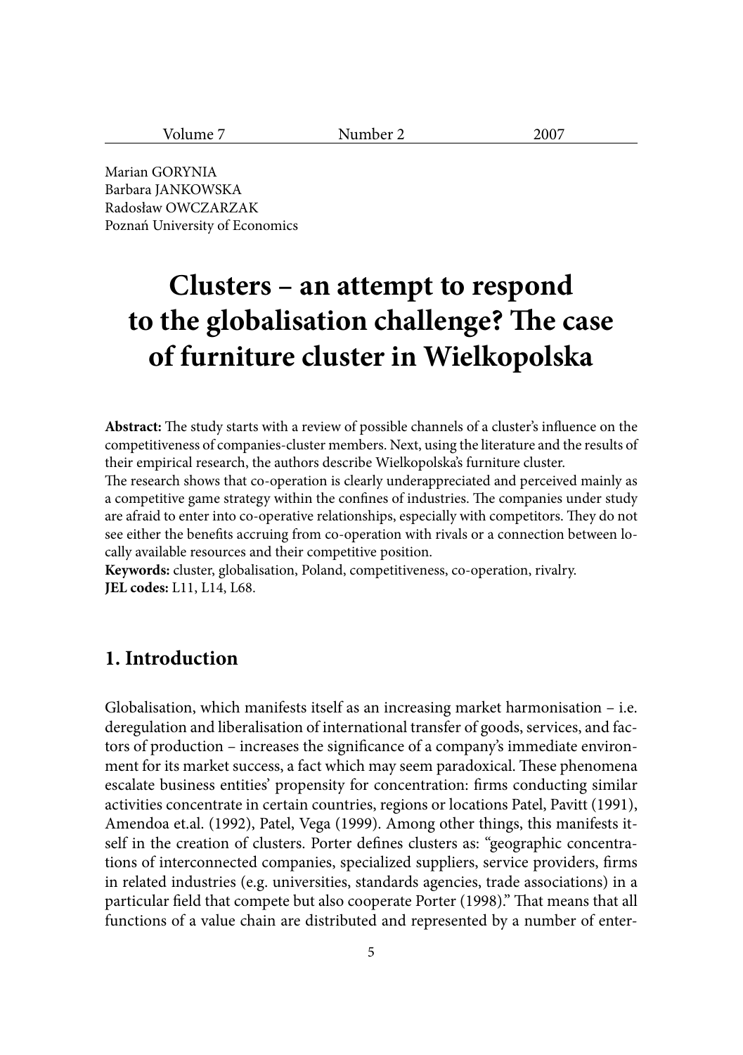Marian GORYNIA
Barbara JANKOWSKA
Radosław OWCZARZAK
Poznań University of Economics

# Clusters – an attempt to respond to the globalisation challenge? The case of furniture cluster in Wielkopolska

**Abstract:** The study starts with a review of possible channels of a cluster's influence on the competitiveness of companies-cluster members. Next, using the literature and the results of their empirical research, the authors describe Wielkopolska's furniture cluster.
The research shows that co-operation is clearly underappreciated and perceived mainly as a competitive game strategy within the confines of industries. The companies under study are afraid to enter into co-operative relationships, especially with competitors. They do not see either the benefits accruing from co-operation with rivals or a connection between locally available resources and their competitive position.
**Keywords:** cluster, globalisation, Poland, competitiveness, co-operation, rivalry.
**JEL codes:** L11, L14, L68.

## 1. Introduction

Globalisation, which manifests itself as an increasing market harmonisation – i.e. deregulation and liberalisation of international transfer of goods, services, and factors of production – increases the significance of a company's immediate environment for its market success, a fact which may seem paradoxical. These phenomena escalate business entities' propensity for concentration: firms conducting similar activities concentrate in certain countries, regions or locations Patel, Pavitt (1991), Amendoa et.al. (1992), Patel, Vega (1999). Among other things, this manifests itself in the creation of clusters. Porter defines clusters as: "geographic concentrations of interconnected companies, specialized suppliers, service providers, firms in related industries (e.g. universities, standards agencies, trade associations) in a particular field that compete but also cooperate Porter (1998)." That means that all functions of a value chain are distributed and represented by a number of enter-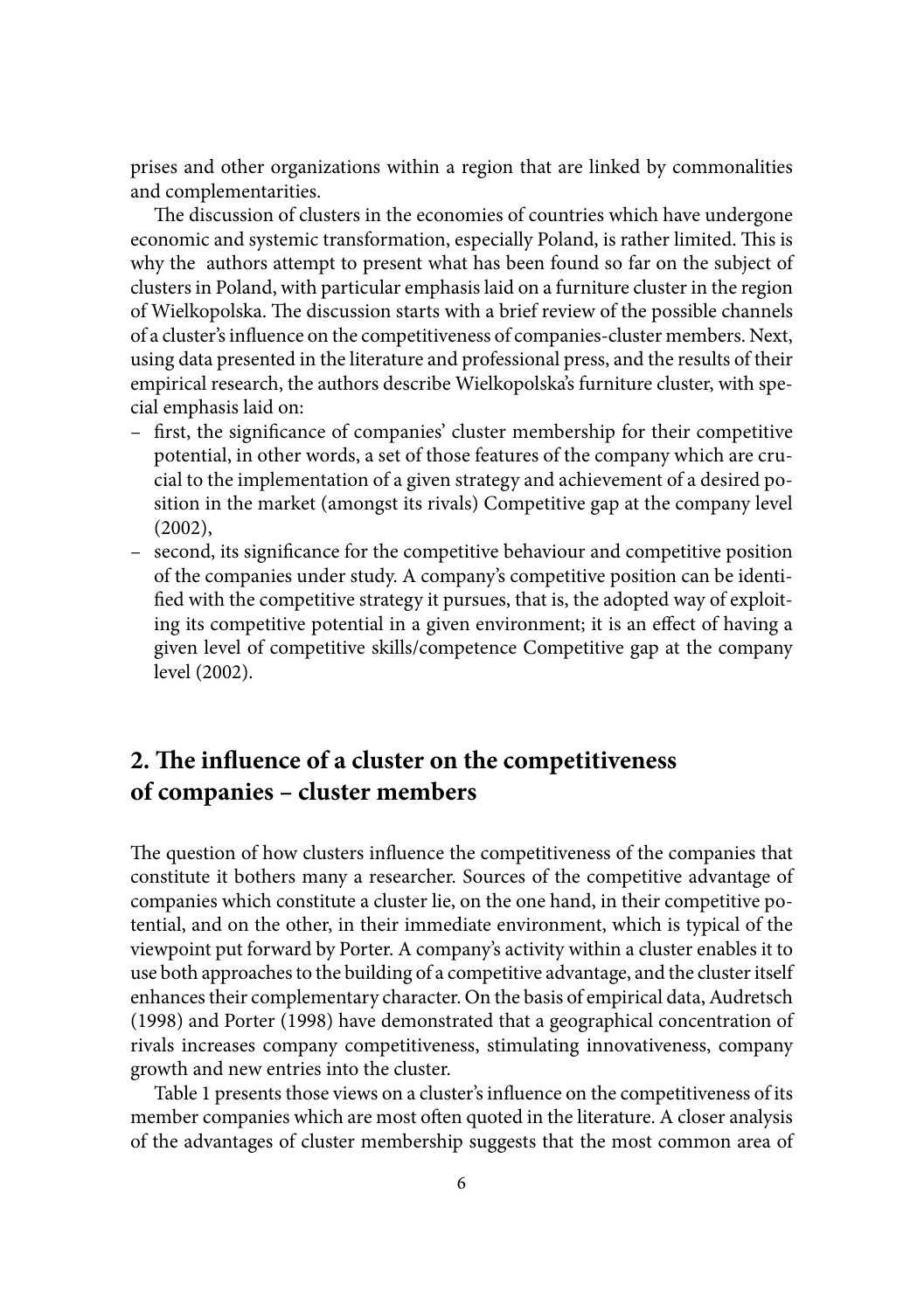prises and other organizations within a region that are linked by commonalities and complementarities.

The discussion of clusters in the economies of countries which have undergone economic and systemic transformation, especially Poland, is rather limited. This is why the authors attempt to present what has been found so far on the subject of clusters in Poland, with particular emphasis laid on a furniture cluster in the region of Wielkopolska. The discussion starts with a brief review of the possible channels of a cluster's influence on the competitiveness of companies-cluster members. Next, using data presented in the literature and professional press, and the results of their empirical research, the authors describe Wielkopolska's furniture cluster, with special emphasis laid on:

- first, the significance of companies' cluster membership for their competitive potential, in other words, a set of those features of the company which are crucial to the implementation of a given strategy and achievement of a desired position in the market (amongst its rivals) Competitive gap at the company level (2002),
- second, its significance for the competitive behaviour and competitive position of the companies under study. A company's competitive position can be identified with the competitive strategy it pursues, that is, the adopted way of exploiting its competitive potential in a given environment; it is an effect of having a given level of competitive skills/competence Competitive gap at the company level (2002).

## 2. The influence of a cluster on the competitiveness of companies – cluster members

The question of how clusters influence the competitiveness of the companies that constitute it bothers many a researcher. Sources of the competitive advantage of companies which constitute a cluster lie, on the one hand, in their competitive potential, and on the other, in their immediate environment, which is typical of the viewpoint put forward by Porter. A company's activity within a cluster enables it to use both approaches to the building of a competitive advantage, and the cluster itself enhances their complementary character. On the basis of empirical data, Audretsch (1998) and Porter (1998) have demonstrated that a geographical concentration of rivals increases company competitiveness, stimulating innovativeness, company growth and new entries into the cluster.

Table 1 presents those views on a cluster's influence on the competitiveness of its member companies which are most often quoted in the literature. A closer analysis of the advantages of cluster membership suggests that the most common area of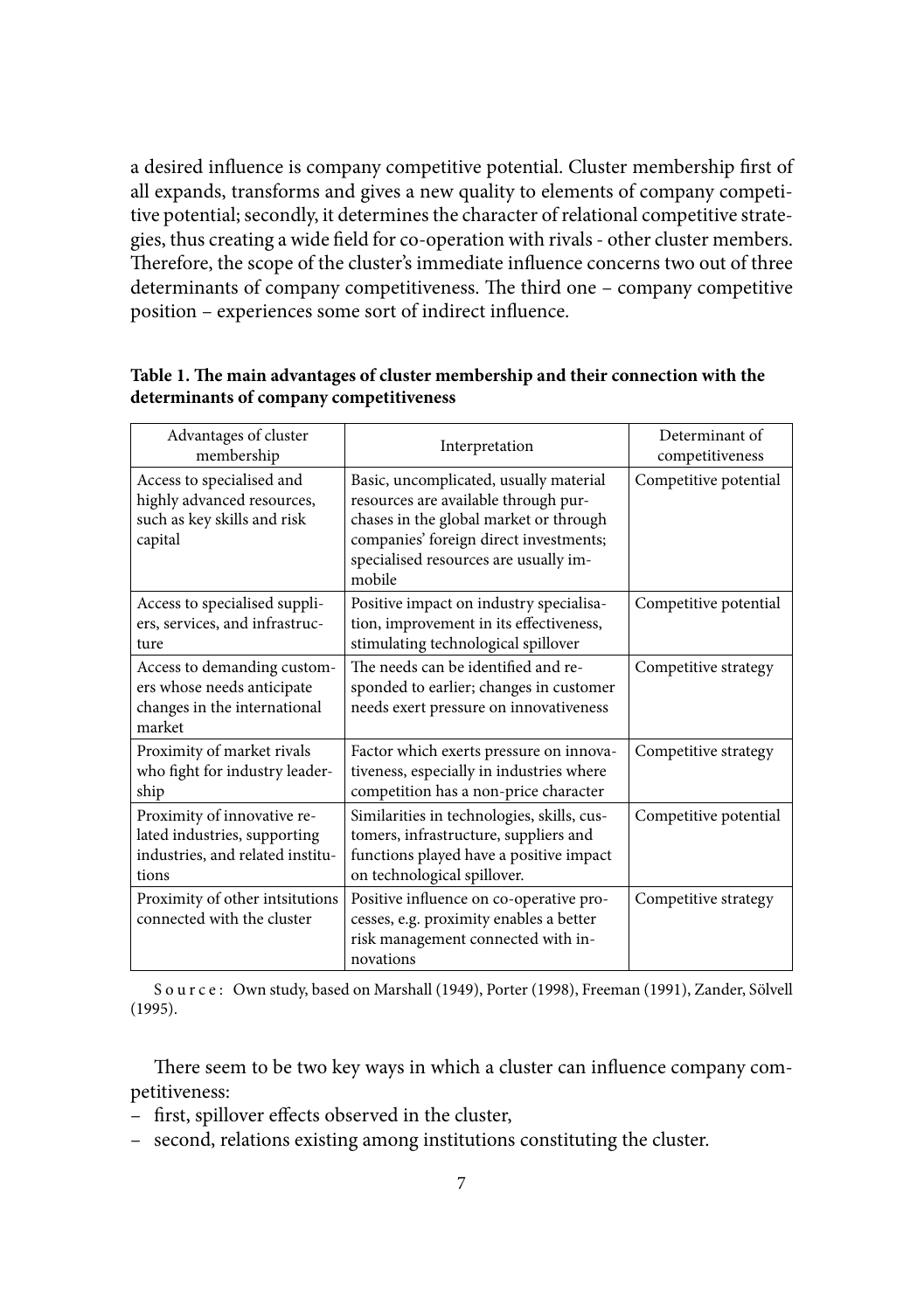a desired influence is company competitive potential. Cluster membership first of all expands, transforms and gives a new quality to elements of company competitive potential; secondly, it determines the character of relational competitive strategies, thus creating a wide field for co-operation with rivals - other cluster members. Therefore, the scope of the cluster's immediate influence concerns two out of three determinants of company competitiveness. The third one – company competitive position – experiences some sort of indirect influence.

**Table 1. The main advantages of cluster membership and their connection with the determinants of company competitiveness**

| Advantages of cluster membership | Interpretation | Determinant of competitiveness |
|---|---|---|
| Access to specialised and highly advanced resources, such as key skills and risk capital | Basic, uncomplicated, usually material resources are available through purchases in the global market or through companies' foreign direct investments; specialised resources are usually immobile | Competitive potential |
| Access to specialised suppliers, services, and infrastructure | Positive impact on industry specialisation, improvement in its effectiveness, stimulating technological spillover | Competitive potential |
| Access to demanding customers whose needs anticipate changes in the international market | The needs can be identified and responded to earlier; changes in customer needs exert pressure on innovativeness | Competitive strategy |
| Proximity of market rivals who fight for industry leadership | Factor which exerts pressure on innovativeness, especially in industries where competition has a non-price character | Competitive strategy |
| Proximity of innovative related industries, supporting industries, and related institutions | Similarities in technologies, skills, customers, infrastructure, suppliers and functions played have a positive impact on technological spillover. | Competitive potential |
| Proximity of other intsitutions connected with the cluster | Positive influence on co-operative processes, e.g. proximity enables a better risk management connected with innovations | Competitive strategy |

Source: Own study, based on Marshall (1949), Porter (1998), Freeman (1991), Zander, Sölvell (1995).

There seem to be two key ways in which a cluster can influence company competitiveness:

- first, spillover effects observed in the cluster,
- second, relations existing among institutions constituting the cluster.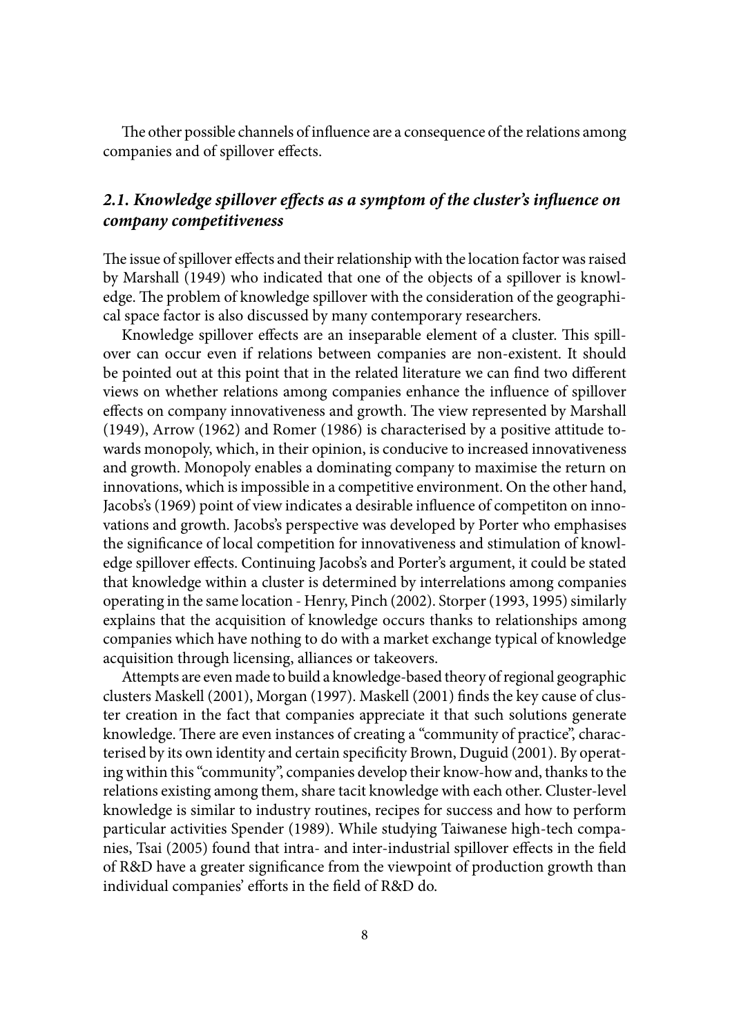The other possible channels of influence are a consequence of the relations among companies and of spillover effects.

## *2.1. Knowledge spillover effects as a symptom of the cluster's influence on company competitiveness*

The issue of spillover effects and their relationship with the location factor was raised by Marshall (1949) who indicated that one of the objects of a spillover is knowledge. The problem of knowledge spillover with the consideration of the geographical space factor is also discussed by many contemporary researchers.

Knowledge spillover effects are an inseparable element of a cluster. This spillover can occur even if relations between companies are non-existent. It should be pointed out at this point that in the related literature we can find two different views on whether relations among companies enhance the influence of spillover effects on company innovativeness and growth. The view represented by Marshall (1949), Arrow (1962) and Romer (1986) is characterised by a positive attitude towards monopoly, which, in their opinion, is conducive to increased innovativeness and growth. Monopoly enables a dominating company to maximise the return on innovations, which is impossible in a competitive environment. On the other hand, Jacobs's (1969) point of view indicates a desirable influence of competiton on innovations and growth. Jacobs's perspective was developed by Porter who emphasises the significance of local competition for innovativeness and stimulation of knowledge spillover effects. Continuing Jacobs's and Porter's argument, it could be stated that knowledge within a cluster is determined by interrelations among companies operating in the same location - Henry, Pinch (2002). Storper (1993, 1995) similarly explains that the acquisition of knowledge occurs thanks to relationships among companies which have nothing to do with a market exchange typical of knowledge acquisition through licensing, alliances or takeovers.

Attempts are even made to build a knowledge-based theory of regional geographic clusters Maskell (2001), Morgan (1997). Maskell (2001) finds the key cause of cluster creation in the fact that companies appreciate it that such solutions generate knowledge. There are even instances of creating a "community of practice", characterised by its own identity and certain specificity Brown, Duguid (2001). By operating within this "community", companies develop their know-how and, thanks to the relations existing among them, share tacit knowledge with each other. Cluster-level knowledge is similar to industry routines, recipes for success and how to perform particular activities Spender (1989). While studying Taiwanese high-tech companies, Tsai (2005) found that intra- and inter-industrial spillover effects in the field of R&D have a greater significance from the viewpoint of production growth than individual companies' efforts in the field of R&D do.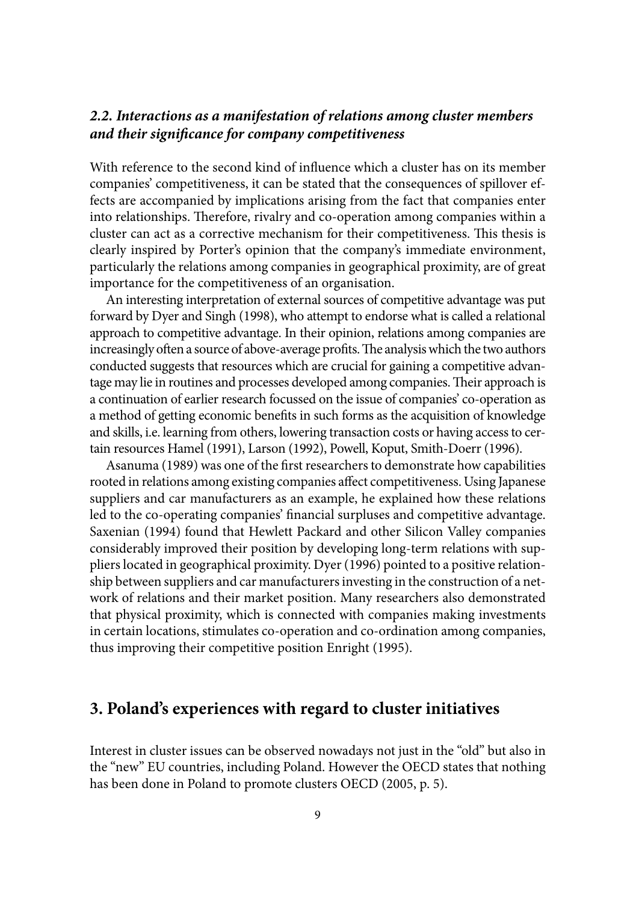### *2.2. Interactions as a manifestation of relations among cluster members and their significance for company competitiveness*

With reference to the second kind of influence which a cluster has on its member companies' competitiveness, it can be stated that the consequences of spillover effects are accompanied by implications arising from the fact that companies enter into relationships. Therefore, rivalry and co-operation among companies within a cluster can act as a corrective mechanism for their competitiveness. This thesis is clearly inspired by Porter's opinion that the company's immediate environment, particularly the relations among companies in geographical proximity, are of great importance for the competitiveness of an organisation.

An interesting interpretation of external sources of competitive advantage was put forward by Dyer and Singh (1998), who attempt to endorse what is called a relational approach to competitive advantage. In their opinion, relations among companies are increasingly often a source of above-average profits. The analysis which the two authors conducted suggests that resources which are crucial for gaining a competitive advantage may lie in routines and processes developed among companies. Their approach is a continuation of earlier research focussed on the issue of companies' co-operation as a method of getting economic benefits in such forms as the acquisition of knowledge and skills, i.e. learning from others, lowering transaction costs or having access to certain resources Hamel (1991), Larson (1992), Powell, Koput, Smith-Doerr (1996).

Asanuma (1989) was one of the first researchers to demonstrate how capabilities rooted in relations among existing companies affect competitiveness. Using Japanese suppliers and car manufacturers as an example, he explained how these relations led to the co-operating companies' financial surpluses and competitive advantage. Saxenian (1994) found that Hewlett Packard and other Silicon Valley companies considerably improved their position by developing long-term relations with suppliers located in geographical proximity. Dyer (1996) pointed to a positive relationship between suppliers and car manufacturers investing in the construction of a network of relations and their market position. Many researchers also demonstrated that physical proximity, which is connected with companies making investments in certain locations, stimulates co-operation and co-ordination among companies, thus improving their competitive position Enright (1995).

## 3. Poland's experiences with regard to cluster initiatives

Interest in cluster issues can be observed nowadays not just in the "old" but also in the "new" EU countries, including Poland. However the OECD states that nothing has been done in Poland to promote clusters OECD (2005, p. 5).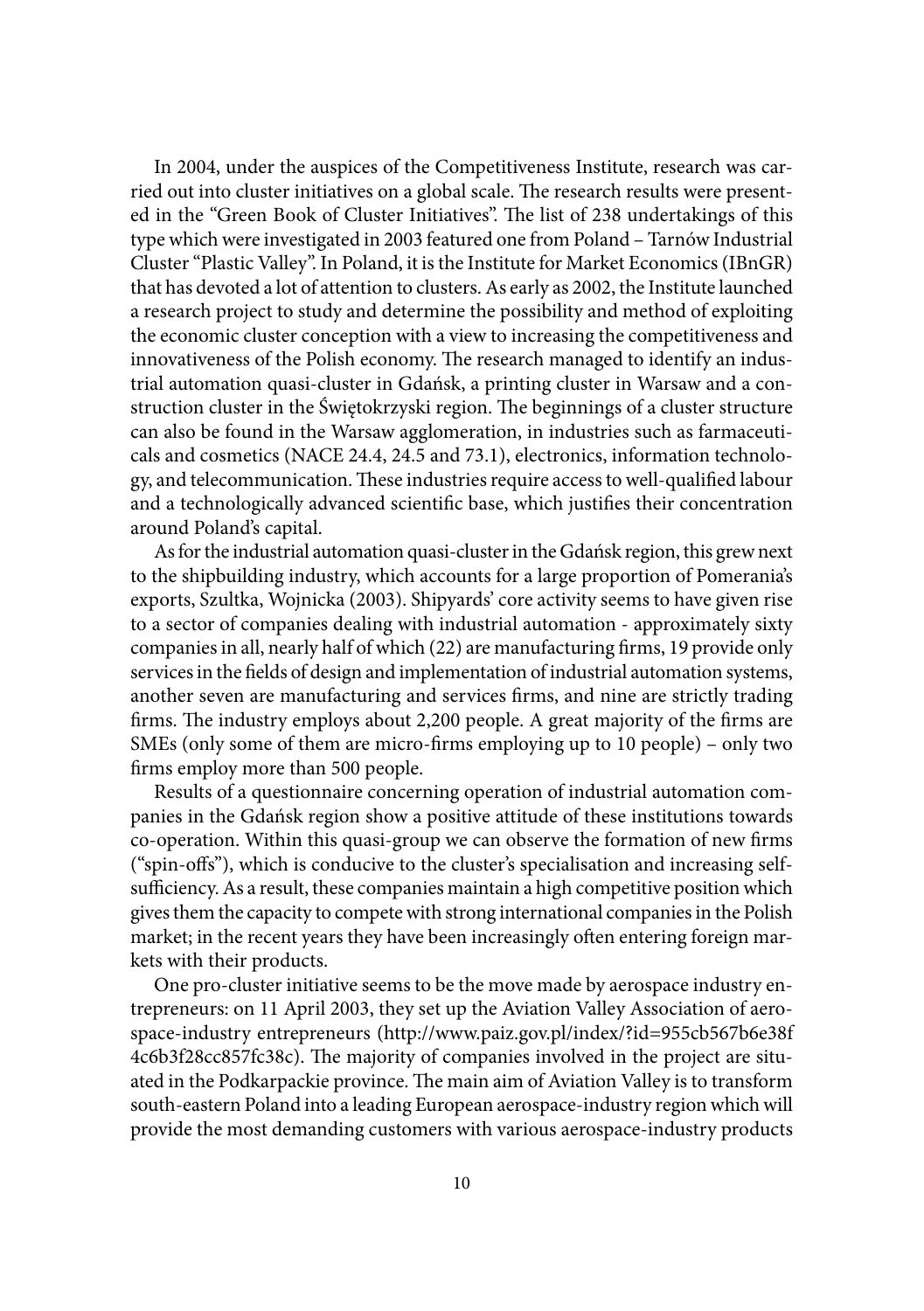In 2004, under the auspices of the Competitiveness Institute, research was carried out into cluster initiatives on a global scale. The research results were presented in the "Green Book of Cluster Initiatives". The list of 238 undertakings of this type which were investigated in 2003 featured one from Poland – Tarnów Industrial Cluster "Plastic Valley". In Poland, it is the Institute for Market Economics (IBnGR) that has devoted a lot of attention to clusters. As early as 2002, the Institute launched a research project to study and determine the possibility and method of exploiting the economic cluster conception with a view to increasing the competitiveness and innovativeness of the Polish economy. The research managed to identify an industrial automation quasi-cluster in Gdańsk, a printing cluster in Warsaw and a construction cluster in the Świętokrzyski region. The beginnings of a cluster structure can also be found in the Warsaw agglomeration, in industries such as farmaceuticals and cosmetics (NACE 24.4, 24.5 and 73.1), electronics, information technology, and telecommunication. These industries require access to well-qualified labour and a technologically advanced scientific base, which justifies their concentration around Poland's capital.

As for the industrial automation quasi-cluster in the Gdańsk region, this grew next to the shipbuilding industry, which accounts for a large proportion of Pomerania's exports, Szultka, Wojnicka (2003). Shipyards' core activity seems to have given rise to a sector of companies dealing with industrial automation - approximately sixty companies in all, nearly half of which (22) are manufacturing firms, 19 provide only services in the fields of design and implementation of industrial automation systems, another seven are manufacturing and services firms, and nine are strictly trading firms. The industry employs about 2,200 people. A great majority of the firms are SMEs (only some of them are micro-firms employing up to 10 people) – only two firms employ more than 500 people.

Results of a questionnaire concerning operation of industrial automation companies in the Gdańsk region show a positive attitude of these institutions towards co-operation. Within this quasi-group we can observe the formation of new firms ("spin-offs"), which is conducive to the cluster's specialisation and increasing self-sufficiency. As a result, these companies maintain a high competitive position which gives them the capacity to compete with strong international companies in the Polish market; in the recent years they have been increasingly often entering foreign markets with their products.

One pro-cluster initiative seems to be the move made by aerospace industry entrepreneurs: on 11 April 2003, they set up the Aviation Valley Association of aerospace-industry entrepreneurs (http://www.paiz.gov.pl/index/?id=955cb567b6e38f4c6b3f28cc857fc38c). The majority of companies involved in the project are situated in the Podkarpackie province. The main aim of Aviation Valley is to transform south-eastern Poland into a leading European aerospace-industry region which will provide the most demanding customers with various aerospace-industry products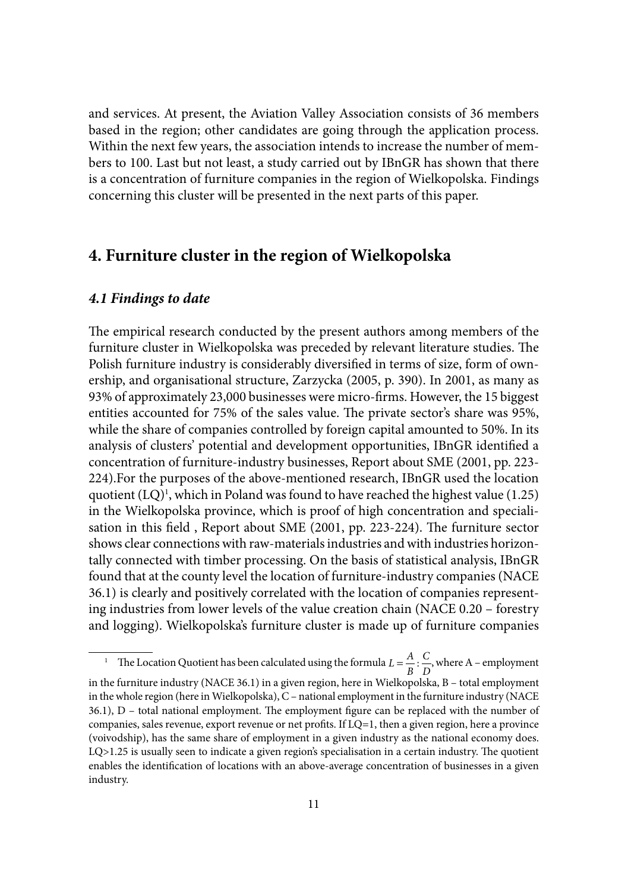and services. At present, the Aviation Valley Association consists of 36 members based in the region; other candidates are going through the application process. Within the next few years, the association intends to increase the number of members to 100. Last but not least, a study carried out by IBnGR has shown that there is a concentration of furniture companies in the region of Wielkopolska. Findings concerning this cluster will be presented in the next parts of this paper.

## 4. Furniture cluster in the region of Wielkopolska

### *4.1 Findings to date*

The empirical research conducted by the present authors among members of the furniture cluster in Wielkopolska was preceded by relevant literature studies. The Polish furniture industry is considerably diversified in terms of size, form of ownership, and organisational structure, Zarzycka (2005, p. 390). In 2001, as many as 93% of approximately 23,000 businesses were micro-firms. However, the 15 biggest entities accounted for 75% of the sales value. The private sector's share was 95%, while the share of companies controlled by foreign capital amounted to 50%. In its analysis of clusters' potential and development opportunities, IBnGR identified a concentration of furniture-industry businesses, Report about SME (2001, pp. 223-224).For the purposes of the above-mentioned research, IBnGR used the location quotient (LQ)[1], which in Poland was found to have reached the highest value (1.25) in the Wielkopolska province, which is proof of high concentration and specialisation in this field , Report about SME (2001, pp. 223-224). The furniture sector shows clear connections with raw-materials industries and with industries horizontally connected with timber processing. On the basis of statistical analysis, IBnGR found that at the county level the location of furniture-industry companies (NACE 36.1) is clearly and positively correlated with the location of companies representing industries from lower levels of the value creation chain (NACE 0.20 – forestry and logging). Wielkopolska's furniture cluster is made up of furniture companies

[1] The Location Quotient has been calculated using the formula $L = \frac{A}{B} : \frac{C}{D}$, where A – employment in the furniture industry (NACE 36.1) in a given region, here in Wielkopolska, B – total employment in the whole region (here in Wielkopolska), C – national employment in the furniture industry (NACE 36.1), D – total national employment. The employment figure can be replaced with the number of companies, sales revenue, export revenue or net profits. If LQ=1, then a given region, here a province (voivodship), has the same share of employment in a given industry as the national economy does. LQ>1.25 is usually seen to indicate a given region's specialisation in a certain industry. The quotient enables the identification of locations with an above-average concentration of businesses in a given industry.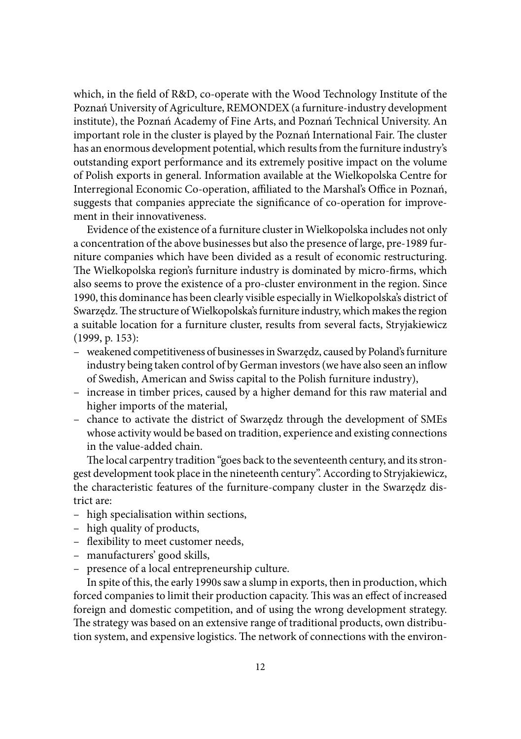which, in the field of R&D, co-operate with the Wood Technology Institute of the Poznań University of Agriculture, REMONDEX (a furniture-industry development institute), the Poznań Academy of Fine Arts, and Poznań Technical University. An important role in the cluster is played by the Poznań International Fair. The cluster has an enormous development potential, which results from the furniture industry's outstanding export performance and its extremely positive impact on the volume of Polish exports in general. Information available at the Wielkopolska Centre for Interregional Economic Co-operation, affiliated to the Marshal's Office in Poznań, suggests that companies appreciate the significance of co-operation for improvement in their innovativeness.

Evidence of the existence of a furniture cluster in Wielkopolska includes not only a concentration of the above businesses but also the presence of large, pre-1989 furniture companies which have been divided as a result of economic restructuring. The Wielkopolska region's furniture industry is dominated by micro-firms, which also seems to prove the existence of a pro-cluster environment in the region. Since 1990, this dominance has been clearly visible especially in Wielkopolska's district of Swarzędz. The structure of Wielkopolska's furniture industry, which makes the region a suitable location for a furniture cluster, results from several facts, Stryjakiewicz (1999, p. 153):

- weakened competitiveness of businesses in Swarzędz, caused by Poland's furniture industry being taken control of by German investors (we have also seen an inflow of Swedish, American and Swiss capital to the Polish furniture industry),
- increase in timber prices, caused by a higher demand for this raw material and higher imports of the material,
- chance to activate the district of Swarzędz through the development of SMEs whose activity would be based on tradition, experience and existing connections in the value-added chain.

The local carpentry tradition "goes back to the seventeenth century, and its strongest development took place in the nineteenth century". According to Stryjakiewicz, the characteristic features of the furniture-company cluster in the Swarzędz district are:

- high specialisation within sections,
- high quality of products,
- flexibility to meet customer needs,
- manufacturers' good skills,
- presence of a local entrepreneurship culture.

In spite of this, the early 1990s saw a slump in exports, then in production, which forced companies to limit their production capacity. This was an effect of increased foreign and domestic competition, and of using the wrong development strategy. The strategy was based on an extensive range of traditional products, own distribution system, and expensive logistics. The network of connections with the environ-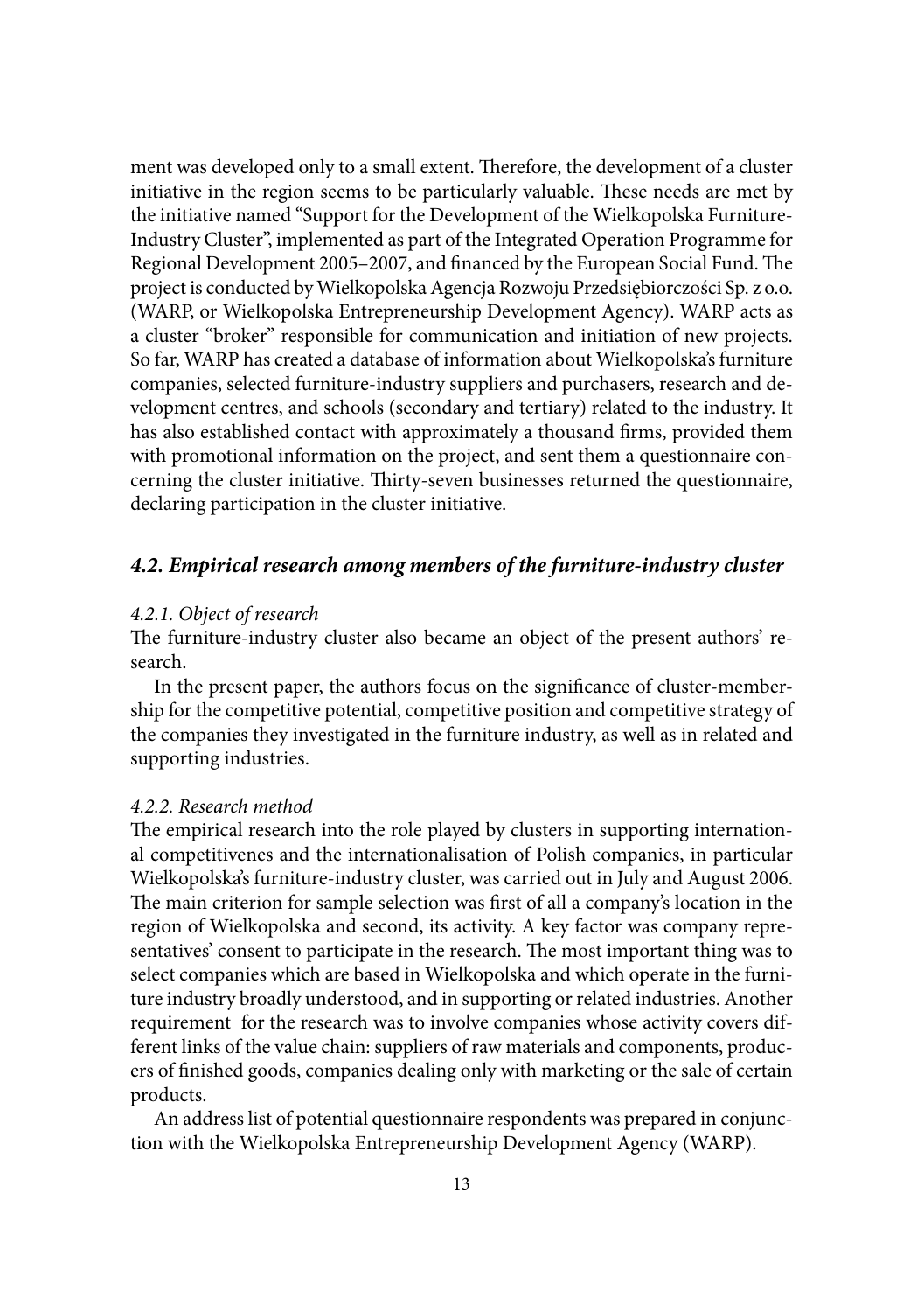ment was developed only to a small extent. Therefore, the development of a cluster initiative in the region seems to be particularly valuable. These needs are met by the initiative named "Support for the Development of the Wielkopolska Furniture-Industry Cluster", implemented as part of the Integrated Operation Programme for Regional Development 2005–2007, and financed by the European Social Fund. The project is conducted by Wielkopolska Agencja Rozwoju Przedsiębiorczości Sp. z o.o. (WARP, or Wielkopolska Entrepreneurship Development Agency). WARP acts as a cluster "broker" responsible for communication and initiation of new projects. So far, WARP has created a database of information about Wielkopolska's furniture companies, selected furniture-industry suppliers and purchasers, research and development centres, and schools (secondary and tertiary) related to the industry. It has also established contact with approximately a thousand firms, provided them with promotional information on the project, and sent them a questionnaire concerning the cluster initiative. Thirty-seven businesses returned the questionnaire, declaring participation in the cluster initiative.

## *4.2. Empirical research among members of the furniture-industry cluster*

### *4.2.1. Object of research*

The furniture-industry cluster also became an object of the present authors' research.

In the present paper, the authors focus on the significance of cluster-membership for the competitive potential, competitive position and competitive strategy of the companies they investigated in the furniture industry, as well as in related and supporting industries.

### *4.2.2. Research method*

The empirical research into the role played by clusters in supporting international competitivenes and the internationalisation of Polish companies, in particular Wielkopolska's furniture-industry cluster, was carried out in July and August 2006. The main criterion for sample selection was first of all a company's location in the region of Wielkopolska and second, its activity. A key factor was company representatives' consent to participate in the research. The most important thing was to select companies which are based in Wielkopolska and which operate in the furniture industry broadly understood, and in supporting or related industries. Another requirement for the research was to involve companies whose activity covers different links of the value chain: suppliers of raw materials and components, producers of finished goods, companies dealing only with marketing or the sale of certain products.

An address list of potential questionnaire respondents was prepared in conjunction with the Wielkopolska Entrepreneurship Development Agency (WARP).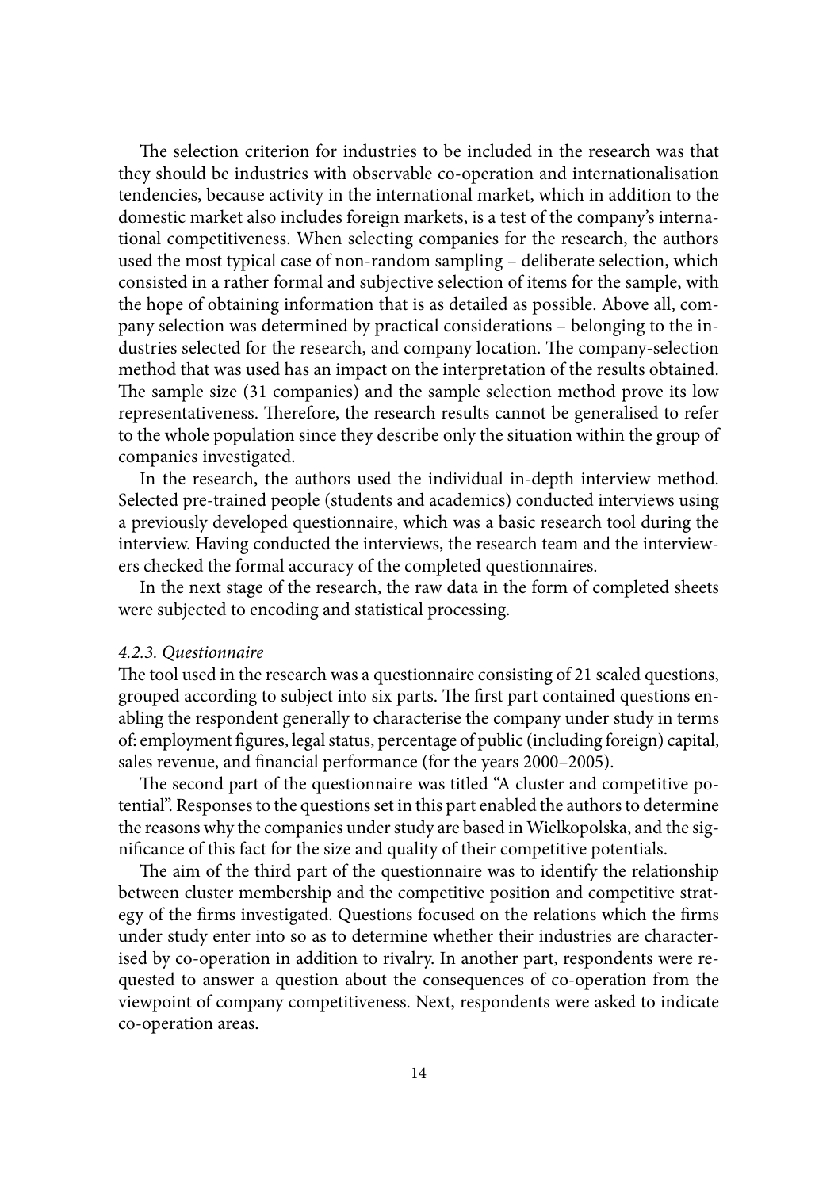The selection criterion for industries to be included in the research was that they should be industries with observable co-operation and internationalisation tendencies, because activity in the international market, which in addition to the domestic market also includes foreign markets, is a test of the company's international competitiveness. When selecting companies for the research, the authors used the most typical case of non-random sampling – deliberate selection, which consisted in a rather formal and subjective selection of items for the sample, with the hope of obtaining information that is as detailed as possible. Above all, company selection was determined by practical considerations – belonging to the industries selected for the research, and company location. The company-selection method that was used has an impact on the interpretation of the results obtained. The sample size (31 companies) and the sample selection method prove its low representativeness. Therefore, the research results cannot be generalised to refer to the whole population since they describe only the situation within the group of companies investigated.

In the research, the authors used the individual in-depth interview method. Selected pre-trained people (students and academics) conducted interviews using a previously developed questionnaire, which was a basic research tool during the interview. Having conducted the interviews, the research team and the interviewers checked the formal accuracy of the completed questionnaires.

In the next stage of the research, the raw data in the form of completed sheets were subjected to encoding and statistical processing.

#### *4.2.3. Questionnaire*

The tool used in the research was a questionnaire consisting of 21 scaled questions, grouped according to subject into six parts. The first part contained questions enabling the respondent generally to characterise the company under study in terms of: employment figures, legal status, percentage of public (including foreign) capital, sales revenue, and financial performance (for the years 2000–2005).

The second part of the questionnaire was titled "A cluster and competitive potential". Responses to the questions set in this part enabled the authors to determine the reasons why the companies under study are based in Wielkopolska, and the significance of this fact for the size and quality of their competitive potentials.

The aim of the third part of the questionnaire was to identify the relationship between cluster membership and the competitive position and competitive strategy of the firms investigated. Questions focused on the relations which the firms under study enter into so as to determine whether their industries are characterised by co-operation in addition to rivalry. In another part, respondents were requested to answer a question about the consequences of co-operation from the viewpoint of company competitiveness. Next, respondents were asked to indicate co-operation areas.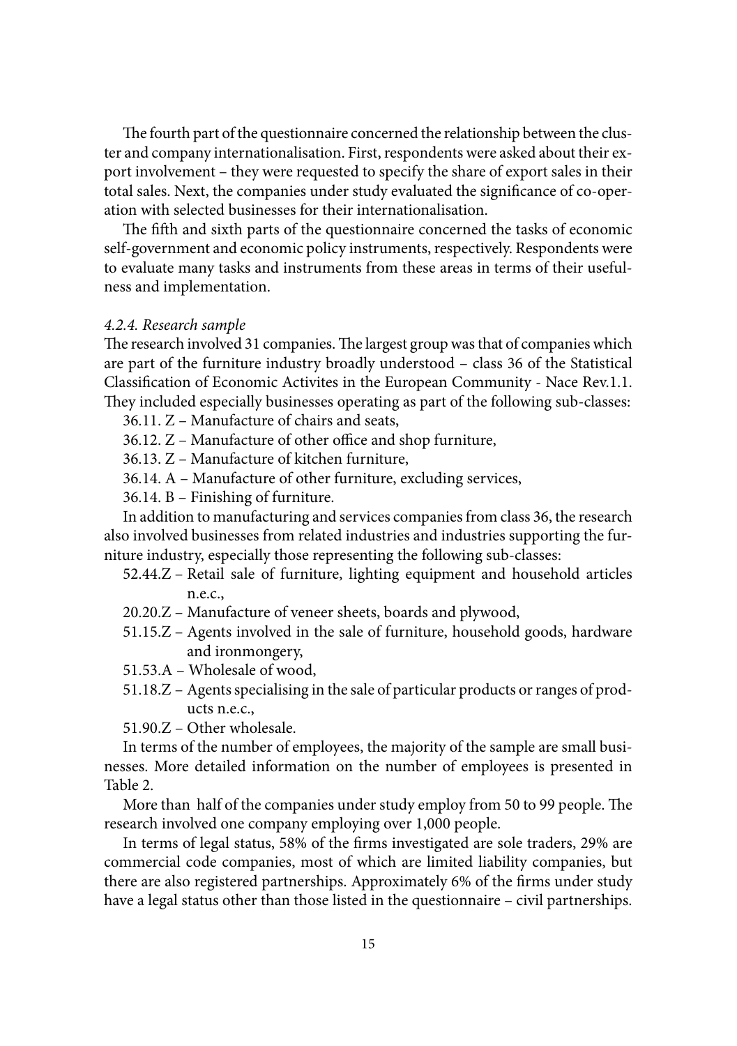The fourth part of the questionnaire concerned the relationship between the cluster and company internationalisation. First, respondents were asked about their export involvement – they were requested to specify the share of export sales in their total sales. Next, the companies under study evaluated the significance of co-operation with selected businesses for their internationalisation.

The fifth and sixth parts of the questionnaire concerned the tasks of economic self-government and economic policy instruments, respectively. Respondents were to evaluate many tasks and instruments from these areas in terms of their usefulness and implementation.

#### *4.2.4. Research sample*

The research involved 31 companies. The largest group was that of companies which are part of the furniture industry broadly understood – class 36 of the Statistical Classification of Economic Activites in the European Community - Nace Rev.1.1. They included especially businesses operating as part of the following sub-classes:

36.11. Z – Manufacture of chairs and seats,
36.12. Z – Manufacture of other office and shop furniture,
36.13. Z – Manufacture of kitchen furniture,
36.14. A – Manufacture of other furniture, excluding services,
36.14. B – Finishing of furniture.

In addition to manufacturing and services companies from class 36, the research also involved businesses from related industries and industries supporting the furniture industry, especially those representing the following sub-classes:

52.44.Z – Retail sale of furniture, lighting equipment and household articles n.e.c.,
20.20.Z – Manufacture of veneer sheets, boards and plywood,
51.15.Z – Agents involved in the sale of furniture, household goods, hardware and ironmongery,
51.53.A – Wholesale of wood,
51.18.Z – Agents specialising in the sale of particular products or ranges of products n.e.c.,
51.90.Z – Other wholesale.

In terms of the number of employees, the majority of the sample are small businesses. More detailed information on the number of employees is presented in Table 2.

More than half of the companies under study employ from 50 to 99 people. The research involved one company employing over 1,000 people.

In terms of legal status, 58% of the firms investigated are sole traders, 29% are commercial code companies, most of which are limited liability companies, but there are also registered partnerships. Approximately 6% of the firms under study have a legal status other than those listed in the questionnaire – civil partnerships.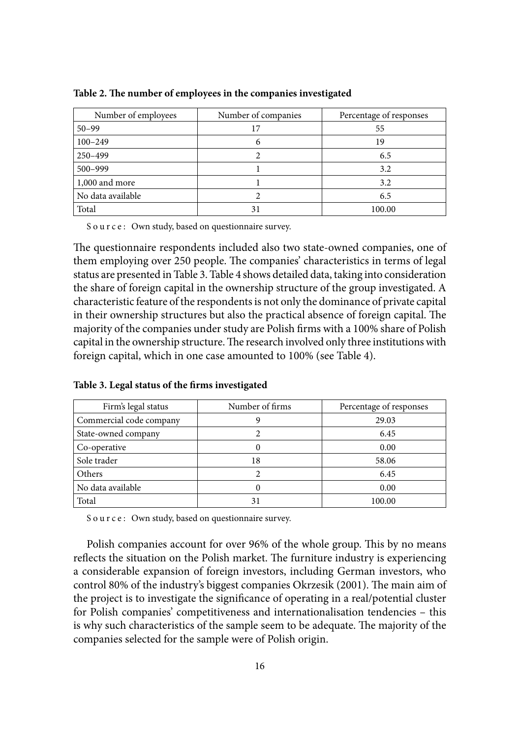**Table 2. The number of employees in the companies investigated**

| Number of employees | Number of companies | Percentage of responses |
|---|---|---|
| 50–99 | 17 | 55 |
| 100–249 | 6 | 19 |
| 250–499 | 2 | 6.5 |
| 500–999 | 1 | 3.2 |
| 1,000 and more | 1 | 3.2 |
| No data available | 2 | 6.5 |
| Total | 31 | 100.00 |

Source: Own study, based on questionnaire survey.

The questionnaire respondents included also two state-owned companies, one of them employing over 250 people. The companies' characteristics in terms of legal status are presented in Table 3. Table 4 shows detailed data, taking into consideration the share of foreign capital in the ownership structure of the group investigated. A characteristic feature of the respondents is not only the dominance of private capital in their ownership structures but also the practical absence of foreign capital. The majority of the companies under study are Polish firms with a 100% share of Polish capital in the ownership structure. The research involved only three institutions with foreign capital, which in one case amounted to 100% (see Table 4).

**Table 3. Legal status of the firms investigated**

| Firm's legal status | Number of firms | Percentage of responses |
|---|---|---|
| Commercial code company | 9 | 29.03 |
| State-owned company | 2 | 6.45 |
| Co-operative | 0 | 0.00 |
| Sole trader | 18 | 58.06 |
| Others | 2 | 6.45 |
| No data available | 0 | 0.00 |
| Total | 31 | 100.00 |

Source: Own study, based on questionnaire survey.

Polish companies account for over 96% of the whole group. This by no means reflects the situation on the Polish market. The furniture industry is experiencing a considerable expansion of foreign investors, including German investors, who control 80% of the industry's biggest companies Okrzesik (2001). The main aim of the project is to investigate the significance of operating in a real/potential cluster for Polish companies' competitiveness and internationalisation tendencies – this is why such characteristics of the sample seem to be adequate. The majority of the companies selected for the sample were of Polish origin.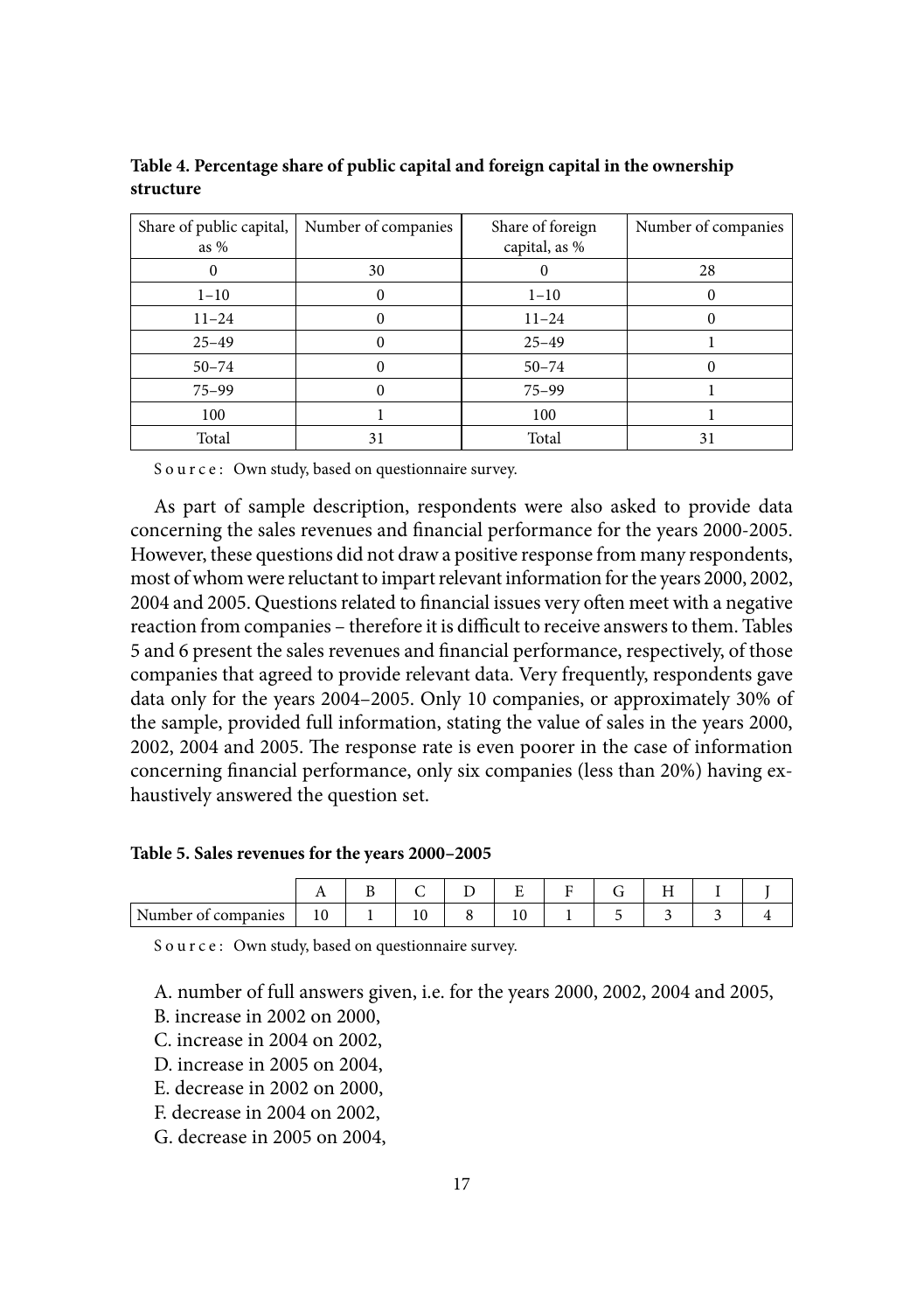**Table 4. Percentage share of public capital and foreign capital in the ownership structure**

| Share of public capital, as % | Number of companies | Share of foreign capital, as % | Number of companies |
|---|---|---|---|
| 0 | 30 | 0 | 28 |
| 1–10 | 0 | 1–10 | 0 |
| 11–24 | 0 | 11–24 | 0 |
| 25–49 | 0 | 25–49 | 1 |
| 50–74 | 0 | 50–74 | 0 |
| 75–99 | 0 | 75–99 | 1 |
| 100 | 1 | 100 | 1 |
| Total | 31 | Total | 31 |

Source: Own study, based on questionnaire survey.

As part of sample description, respondents were also asked to provide data concerning the sales revenues and financial performance for the years 2000-2005. However, these questions did not draw a positive response from many respondents, most of whom were reluctant to impart relevant information for the years 2000, 2002, 2004 and 2005. Questions related to financial issues very often meet with a negative reaction from companies – therefore it is difficult to receive answers to them. Tables 5 and 6 present the sales revenues and financial performance, respectively, of those companies that agreed to provide relevant data. Very frequently, respondents gave data only for the years 2004–2005. Only 10 companies, or approximately 30% of the sample, provided full information, stating the value of sales in the years 2000, 2002, 2004 and 2005. The response rate is even poorer in the case of information concerning financial performance, only six companies (less than 20%) having exhaustively answered the question set.

**Table 5. Sales revenues for the years 2000–2005**

| | A | B | C | D | E | F | G | H | I | J |
|---|---|---|---|---|---|---|---|---|---|---|
| Number of companies | 10 | 1 | 10 | 8 | 10 | 1 | 5 | 3 | 3 | 4 |

Source: Own study, based on questionnaire survey.

A. number of full answers given, i.e. for the years 2000, 2002, 2004 and 2005,
B. increase in 2002 on 2000,
C. increase in 2004 on 2002,
D. increase in 2005 on 2004,
E. decrease in 2002 on 2000,
F. decrease in 2004 on 2002,
G. decrease in 2005 on 2004,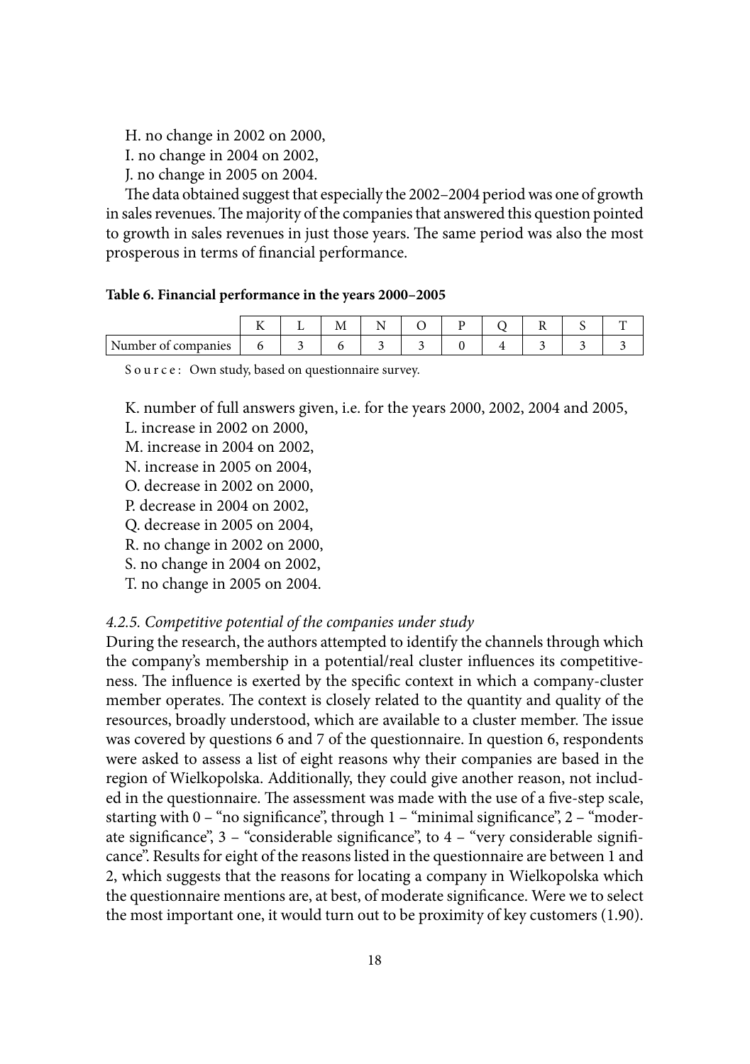H. no change in 2002 on 2000,

I. no change in 2004 on 2002,

J. no change in 2005 on 2004.

The data obtained suggest that especially the 2002–2004 period was one of growth in sales revenues. The majority of the companies that answered this question pointed to growth in sales revenues in just those years. The same period was also the most prosperous in terms of financial performance.

**Table 6. Financial performance in the years 2000–2005**

| | K | L | M | N | O | P | Q | R | S | T |
|---|---|---|---|---|---|---|---|---|---|---|
| Number of companies | 6 | 3 | 6 | 3 | 3 | 0 | 4 | 3 | 3 | 3 |

Source: Own study, based on questionnaire survey.

K. number of full answers given, i.e. for the years 2000, 2002, 2004 and 2005,

L. increase in 2002 on 2000,

M. increase in 2004 on 2002,

N. increase in 2005 on 2004,

O. decrease in 2002 on 2000,

P. decrease in 2004 on 2002,

Q. decrease in 2005 on 2004,

R. no change in 2002 on 2000,

S. no change in 2004 on 2002,

T. no change in 2005 on 2004.

### *4.2.5. Competitive potential of the companies under study*

During the research, the authors attempted to identify the channels through which the company's membership in a potential/real cluster influences its competitiveness. The influence is exerted by the specific context in which a company-cluster member operates. The context is closely related to the quantity and quality of the resources, broadly understood, which are available to a cluster member. The issue was covered by questions 6 and 7 of the questionnaire. In question 6, respondents were asked to assess a list of eight reasons why their companies are based in the region of Wielkopolska. Additionally, they could give another reason, not included in the questionnaire. The assessment was made with the use of a five-step scale, starting with 0 – "no significance", through 1 – "minimal significance", 2 – "moderate significance", 3 – "considerable significance", to 4 – "very considerable significance". Results for eight of the reasons listed in the questionnaire are between 1 and 2, which suggests that the reasons for locating a company in Wielkopolska which the questionnaire mentions are, at best, of moderate significance. Were we to select the most important one, it would turn out to be proximity of key customers (1.90).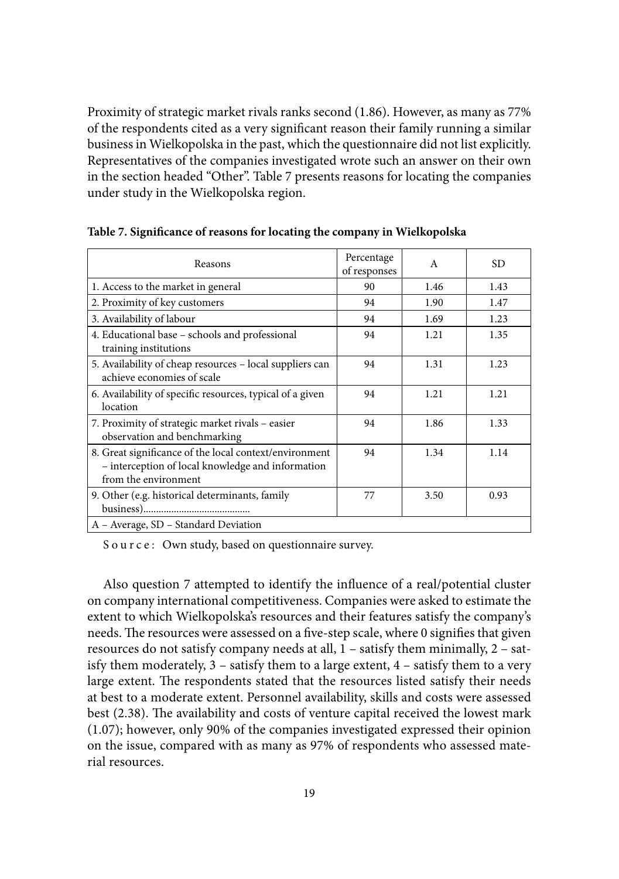Proximity of strategic market rivals ranks second (1.86). However, as many as 77% of the respondents cited as a very significant reason their family running a similar business in Wielkopolska in the past, which the questionnaire did not list explicitly. Representatives of the companies investigated wrote such an answer on their own in the section headed "Other". Table 7 presents reasons for locating the companies under study in the Wielkopolska region.

**Table 7. Significance of reasons for locating the company in Wielkopolska**

| Reasons | Percentage of responses | A | SD |
|---|---|---|---|
| 1. Access to the market in general | 90 | 1.46 | 1.43 |
| 2. Proximity of key customers | 94 | 1.90 | 1.47 |
| 3. Availability of labour | 94 | 1.69 | 1.23 |
| 4. Educational base – schools and professional training institutions | 94 | 1.21 | 1.35 |
| 5. Availability of cheap resources – local suppliers can achieve economies of scale | 94 | 1.31 | 1.23 |
| 6. Availability of specific resources, typical of a given location | 94 | 1.21 | 1.21 |
| 7. Proximity of strategic market rivals – easier observation and benchmarking | 94 | 1.86 | 1.33 |
| 8. Great significance of the local context/environment – interception of local knowledge and information from the environment | 94 | 1.34 | 1.14 |
| 9. Other (e.g. historical determinants, family business).......................................... | 77 | 3.50 | 0.93 |
| A – Average, SD – Standard Deviation | | | |

Source: Own study, based on questionnaire survey.

Also question 7 attempted to identify the influence of a real/potential cluster on company international competitiveness. Companies were asked to estimate the extent to which Wielkopolska's resources and their features satisfy the company's needs. The resources were assessed on a five-step scale, where 0 signifies that given resources do not satisfy company needs at all, 1 – satisfy them minimally, 2 – satisfy them moderately, 3 – satisfy them to a large extent, 4 – satisfy them to a very large extent. The respondents stated that the resources listed satisfy their needs at best to a moderate extent. Personnel availability, skills and costs were assessed best (2.38). The availability and costs of venture capital received the lowest mark (1.07); however, only 90% of the companies investigated expressed their opinion on the issue, compared with as many as 97% of respondents who assessed material resources.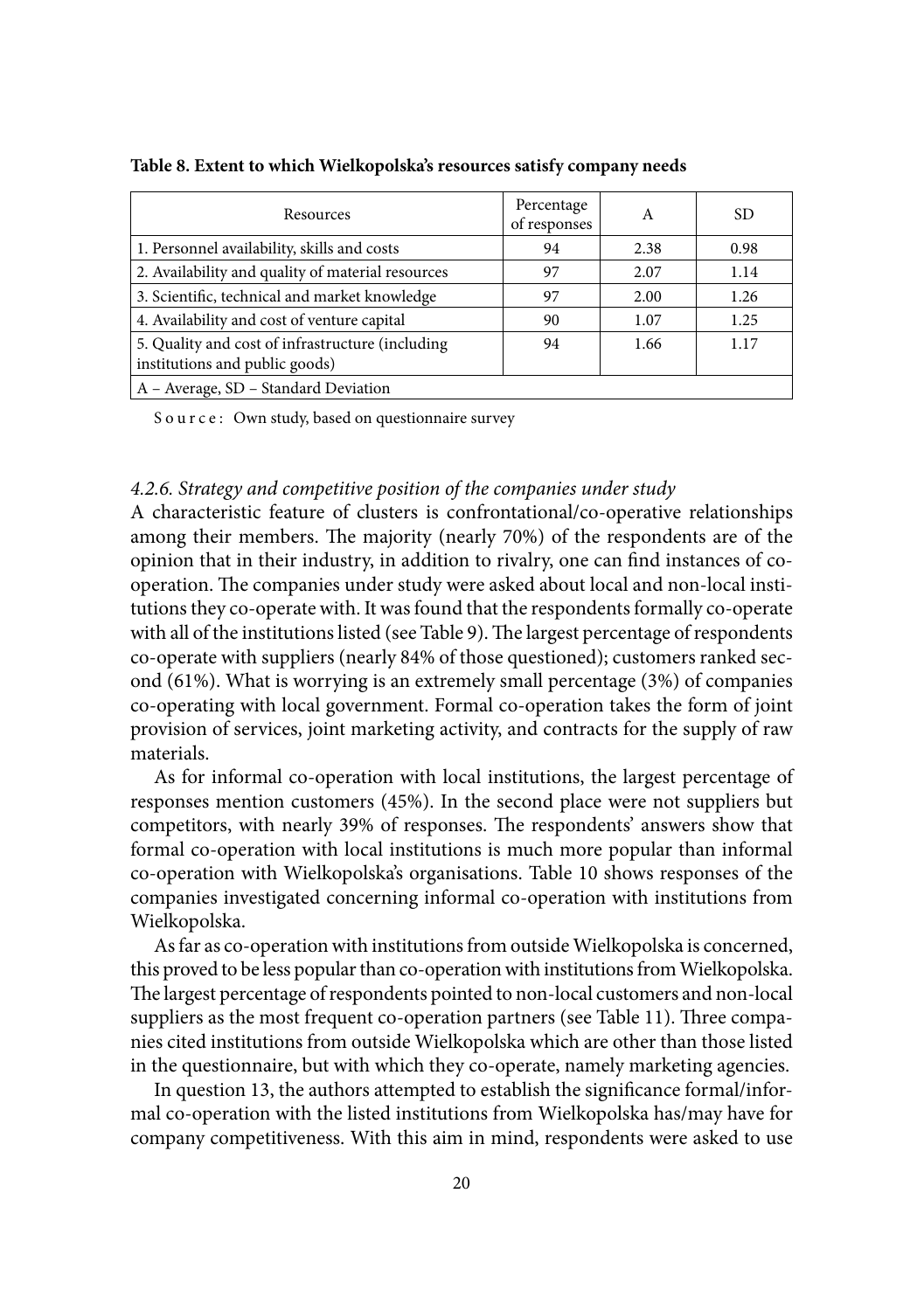**Table 8. Extent to which Wielkopolska's resources satisfy company needs**

| Resources | Percentage of responses | A | SD |
|---|---|---|---|
| 1. Personnel availability, skills and costs | 94 | 2.38 | 0.98 |
| 2. Availability and quality of material resources | 97 | 2.07 | 1.14 |
| 3. Scientific, technical and market knowledge | 97 | 2.00 | 1.26 |
| 4. Availability and cost of venture capital | 90 | 1.07 | 1.25 |
| 5. Quality and cost of infrastructure (including institutions and public goods) | 94 | 1.66 | 1.17 |
| A – Average, SD – Standard Deviation | | | |

Source: Own study, based on questionnaire survey

### *4.2.6. Strategy and competitive position of the companies under study*

A characteristic feature of clusters is confrontational/co-operative relationships among their members. The majority (nearly 70%) of the respondents are of the opinion that in their industry, in addition to rivalry, one can find instances of co-operation. The companies under study were asked about local and non-local institutions they co-operate with. It was found that the respondents formally co-operate with all of the institutions listed (see Table 9). The largest percentage of respondents co-operate with suppliers (nearly 84% of those questioned); customers ranked second (61%). What is worrying is an extremely small percentage (3%) of companies co-operating with local government. Formal co-operation takes the form of joint provision of services, joint marketing activity, and contracts for the supply of raw materials.

As for informal co-operation with local institutions, the largest percentage of responses mention customers (45%). In the second place were not suppliers but competitors, with nearly 39% of responses. The respondents' answers show that formal co-operation with local institutions is much more popular than informal co-operation with Wielkopolska's organisations. Table 10 shows responses of the companies investigated concerning informal co-operation with institutions from Wielkopolska.

As far as co-operation with institutions from outside Wielkopolska is concerned, this proved to be less popular than co-operation with institutions from Wielkopolska. The largest percentage of respondents pointed to non-local customers and non-local suppliers as the most frequent co-operation partners (see Table 11). Three companies cited institutions from outside Wielkopolska which are other than those listed in the questionnaire, but with which they co-operate, namely marketing agencies.

In question 13, the authors attempted to establish the significance formal/informal co-operation with the listed institutions from Wielkopolska has/may have for company competitiveness. With this aim in mind, respondents were asked to use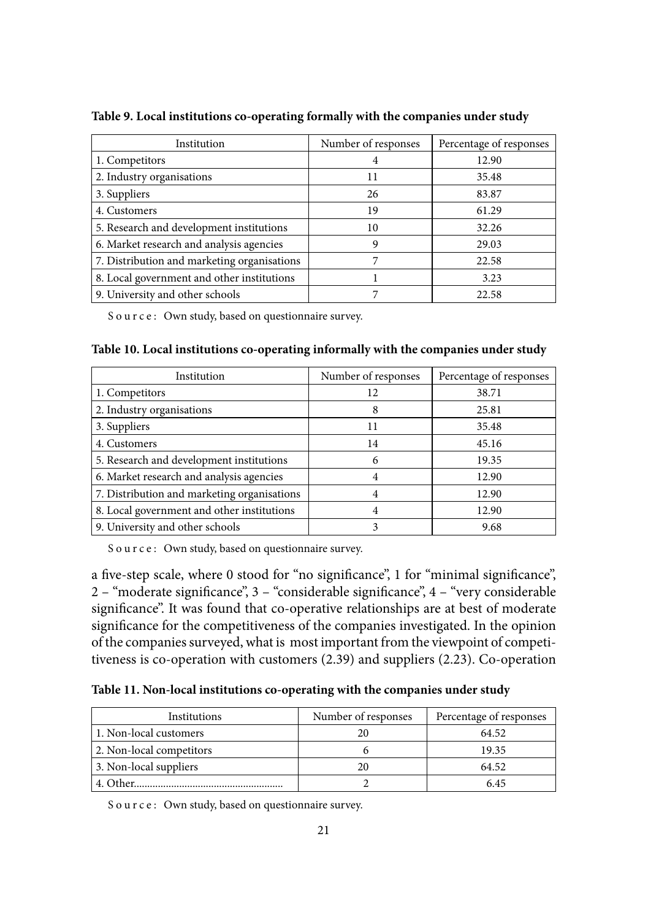**Table 9. Local institutions co-operating formally with the companies under study**

| Institution | Number of responses | Percentage of responses |
|---|---|---|
| 1. Competitors | 4 | 12.90 |
| 2. Industry organisations | 11 | 35.48 |
| 3. Suppliers | 26 | 83.87 |
| 4. Customers | 19 | 61.29 |
| 5. Research and development institutions | 10 | 32.26 |
| 6. Market research and analysis agencies | 9 | 29.03 |
| 7. Distribution and marketing organisations | 7 | 22.58 |
| 8. Local government and other institutions | 1 | 3.23 |
| 9. University and other schools | 7 | 22.58 |

Source: Own study, based on questionnaire survey.

**Table 10. Local institutions co-operating informally with the companies under study**

| Institution | Number of responses | Percentage of responses |
|---|---|---|
| 1. Competitors | 12 | 38.71 |
| 2. Industry organisations | 8 | 25.81 |
| 3. Suppliers | 11 | 35.48 |
| 4. Customers | 14 | 45.16 |
| 5. Research and development institutions | 6 | 19.35 |
| 6. Market research and analysis agencies | 4 | 12.90 |
| 7. Distribution and marketing organisations | 4 | 12.90 |
| 8. Local government and other institutions | 4 | 12.90 |
| 9. University and other schools | 3 | 9.68 |

Source: Own study, based on questionnaire survey.

a five-step scale, where 0 stood for "no significance", 1 for "minimal significance", 2 – "moderate significance", 3 – "considerable significance", 4 – "very considerable significance". It was found that co-operative relationships are at best of moderate significance for the competitiveness of the companies investigated. In the opinion of the companies surveyed, what is most important from the viewpoint of competitiveness is co-operation with customers (2.39) and suppliers (2.23). Co-operation

**Table 11. Non-local institutions co-operating with the companies under study**

| Institutions | Number of responses | Percentage of responses |
|---|---|---|
| 1. Non-local customers | 20 | 64.52 |
| 2. Non-local competitors | 6 | 19.35 |
| 3. Non-local suppliers | 20 | 64.52 |
| 4. Other....................................................... | 2 | 6.45 |

Source: Own study, based on questionnaire survey.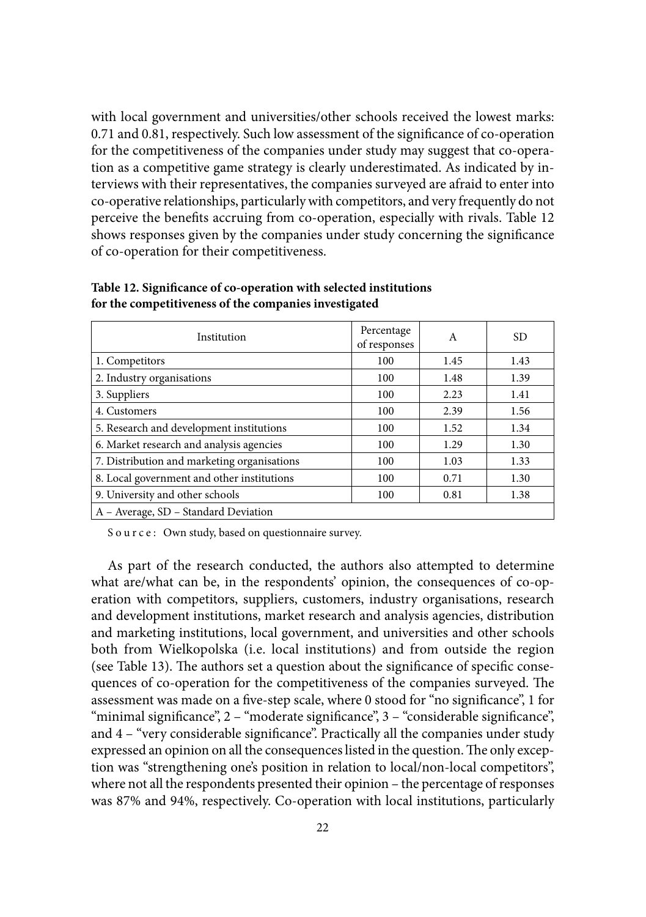with local government and universities/other schools received the lowest marks: 0.71 and 0.81, respectively. Such low assessment of the significance of co-operation for the competitiveness of the companies under study may suggest that co-operation as a competitive game strategy is clearly underestimated. As indicated by interviews with their representatives, the companies surveyed are afraid to enter into co-operative relationships, particularly with competitors, and very frequently do not perceive the benefits accruing from co-operation, especially with rivals. Table 12 shows responses given by the companies under study concerning the significance of co-operation for their competitiveness.

**Table 12. Significance of co-operation with selected institutions for the competitiveness of the companies investigated**

| Institution | Percentage of responses | A | SD |
|---|---|---|---|
| 1. Competitors | 100 | 1.45 | 1.43 |
| 2. Industry organisations | 100 | 1.48 | 1.39 |
| 3. Suppliers | 100 | 2.23 | 1.41 |
| 4. Customers | 100 | 2.39 | 1.56 |
| 5. Research and development institutions | 100 | 1.52 | 1.34 |
| 6. Market research and analysis agencies | 100 | 1.29 | 1.30 |
| 7. Distribution and marketing organisations | 100 | 1.03 | 1.33 |
| 8. Local government and other institutions | 100 | 0.71 | 1.30 |
| 9. University and other schools | 100 | 0.81 | 1.38 |
| A – Average, SD – Standard Deviation | | | |

Source: Own study, based on questionnaire survey.

As part of the research conducted, the authors also attempted to determine what are/what can be, in the respondents' opinion, the consequences of co-operation with competitors, suppliers, customers, industry organisations, research and development institutions, market research and analysis agencies, distribution and marketing institutions, local government, and universities and other schools both from Wielkopolska (i.e. local institutions) and from outside the region (see Table 13). The authors set a question about the significance of specific consequences of co-operation for the competitiveness of the companies surveyed. The assessment was made on a five-step scale, where 0 stood for "no significance", 1 for "minimal significance", 2 – "moderate significance", 3 – "considerable significance", and 4 – "very considerable significance". Practically all the companies under study expressed an opinion on all the consequences listed in the question. The only exception was "strengthening one's position in relation to local/non-local competitors", where not all the respondents presented their opinion – the percentage of responses was 87% and 94%, respectively. Co-operation with local institutions, particularly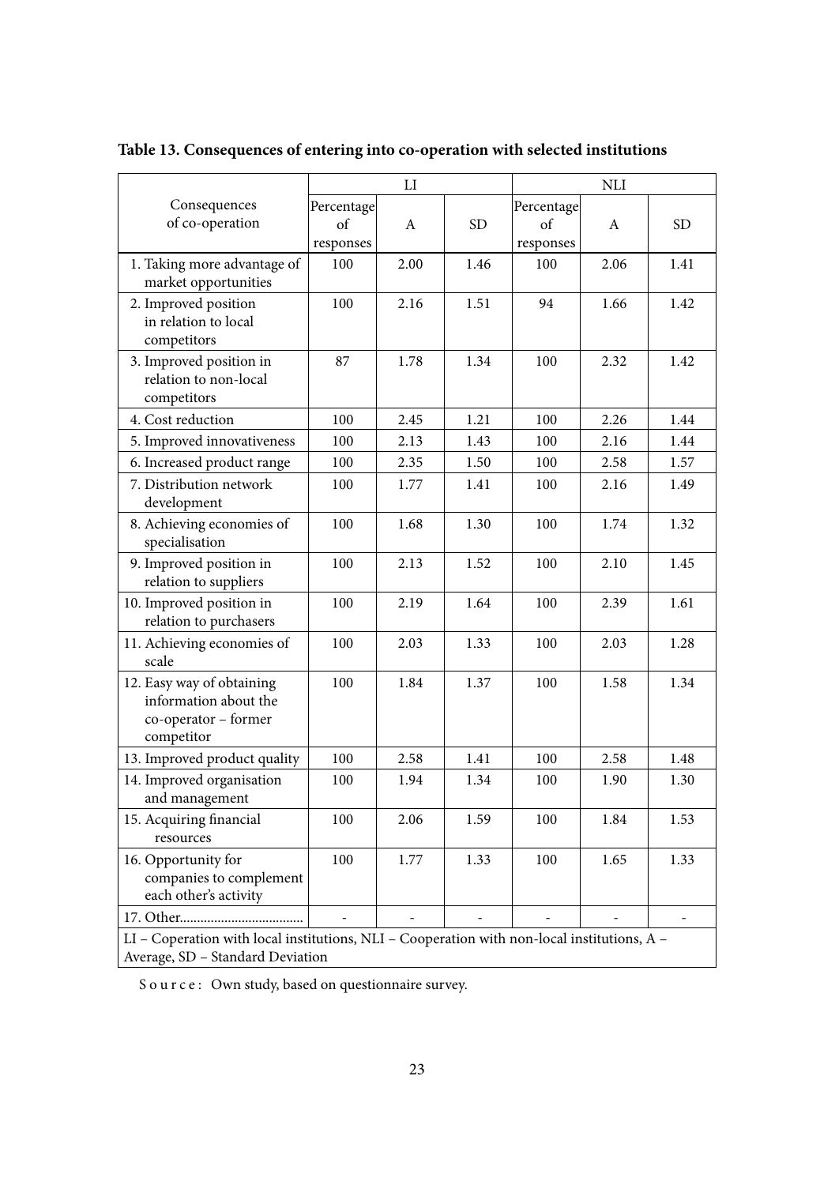**Table 13. Consequences of entering into co-operation with selected institutions**

| Consequences of co-operation | LI | | | NLI | | |
|---|---|---|---|---|---|---|
| | Percentage of responses | A | SD | Percentage of responses | A | SD |
| 1. Taking more advantage of market opportunities | 100 | 2.00 | 1.46 | 100 | 2.06 | 1.41 |
| 2. Improved position in relation to local competitors | 100 | 2.16 | 1.51 | 94 | 1.66 | 1.42 |
| 3. Improved position in relation to non-local competitors | 87 | 1.78 | 1.34 | 100 | 2.32 | 1.42 |
| 4. Cost reduction | 100 | 2.45 | 1.21 | 100 | 2.26 | 1.44 |
| 5. Improved innovativeness | 100 | 2.13 | 1.43 | 100 | 2.16 | 1.44 |
| 6. Increased product range | 100 | 2.35 | 1.50 | 100 | 2.58 | 1.57 |
| 7. Distribution network development | 100 | 1.77 | 1.41 | 100 | 2.16 | 1.49 |
| 8. Achieving economies of specialisation | 100 | 1.68 | 1.30 | 100 | 1.74 | 1.32 |
| 9. Improved position in relation to suppliers | 100 | 2.13 | 1.52 | 100 | 2.10 | 1.45 |
| 10. Improved position in relation to purchasers | 100 | 2.19 | 1.64 | 100 | 2.39 | 1.61 |
| 11. Achieving economies of scale | 100 | 2.03 | 1.33 | 100 | 2.03 | 1.28 |
| 12. Easy way of obtaining information about the co-operator – former competitor | 100 | 1.84 | 1.37 | 100 | 1.58 | 1.34 |
| 13. Improved product quality | 100 | 2.58 | 1.41 | 100 | 2.58 | 1.48 |
| 14. Improved organisation and management | 100 | 1.94 | 1.34 | 100 | 1.90 | 1.30 |
| 15. Acquiring financial resources | 100 | 2.06 | 1.59 | 100 | 1.84 | 1.53 |
| 16. Opportunity for companies to complement each other's activity | 100 | 1.77 | 1.33 | 100 | 1.65 | 1.33 |
| 17. Other.................................... | - | - | - | - | - | - |

LI – Coperation with local institutions, NLI – Cooperation with non-local institutions, A – Average, SD – Standard Deviation

Source: Own study, based on questionnaire survey.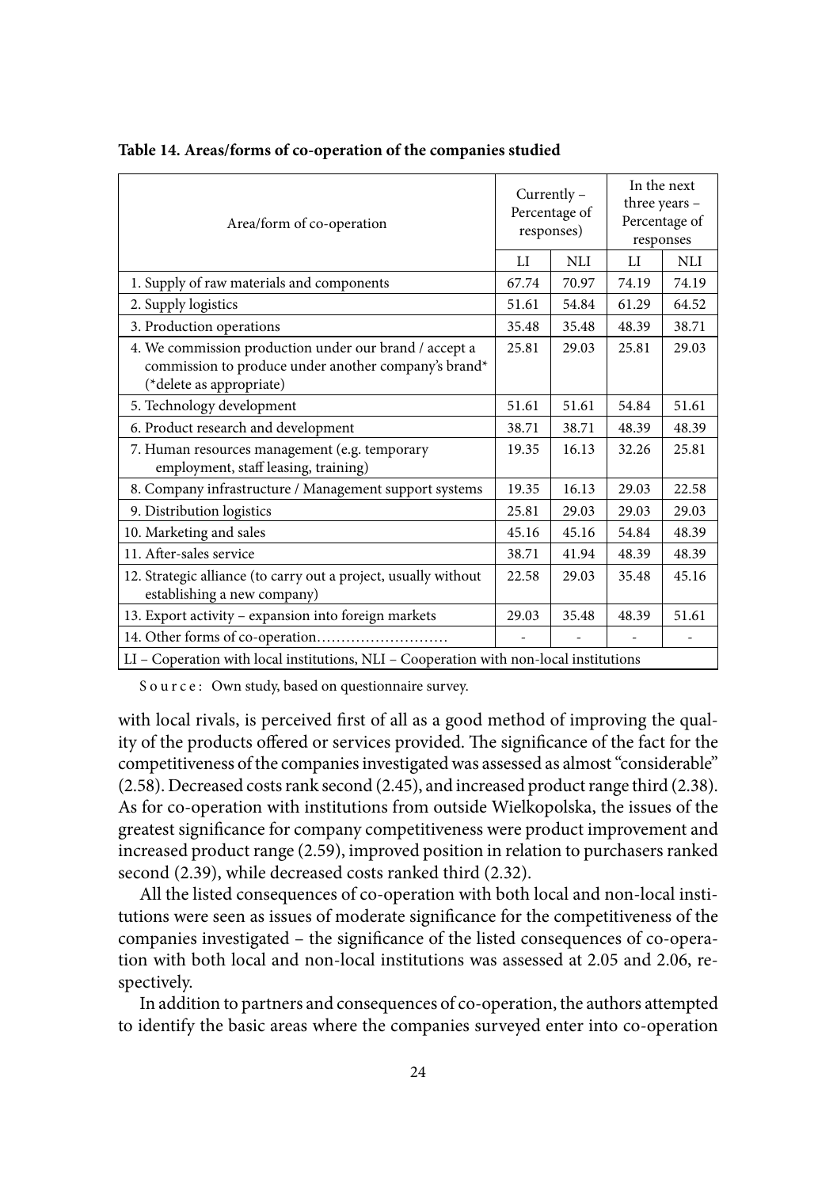**Table 14. Areas/forms of co-operation of the companies studied**

| Area/form of co-operation | Currently – Percentage of responses) | | In the next three years – Percentage of responses | |
|---|---|---|---|---|
| | LI | NLI | LI | NLI |
| 1. Supply of raw materials and components | 67.74 | 70.97 | 74.19 | 74.19 |
| 2. Supply logistics | 51.61 | 54.84 | 61.29 | 64.52 |
| 3. Production operations | 35.48 | 35.48 | 48.39 | 38.71 |
| 4. We commission production under our brand / accept a commission to produce under another company's brand* (*delete as appropriate) | 25.81 | 29.03 | 25.81 | 29.03 |
| 5. Technology development | 51.61 | 51.61 | 54.84 | 51.61 |
| 6. Product research and development | 38.71 | 38.71 | 48.39 | 48.39 |
| 7. Human resources management (e.g. temporary employment, staff leasing, training) | 19.35 | 16.13 | 32.26 | 25.81 |
| 8. Company infrastructure / Management support systems | 19.35 | 16.13 | 29.03 | 22.58 |
| 9. Distribution logistics | 25.81 | 29.03 | 29.03 | 29.03 |
| 10. Marketing and sales | 45.16 | 45.16 | 54.84 | 48.39 |
| 11. After-sales service | 38.71 | 41.94 | 48.39 | 48.39 |
| 12. Strategic alliance (to carry out a project, usually without establishing a new company) | 22.58 | 29.03 | 35.48 | 45.16 |
| 13. Export activity – expansion into foreign markets | 29.03 | 35.48 | 48.39 | 51.61 |
| 14. Other forms of co-operation……………………… | - | - | - | - |
| LI – Coperation with local institutions, NLI – Cooperation with non-local institutions | | | | |

Source: Own study, based on questionnaire survey.

with local rivals, is perceived first of all as a good method of improving the quality of the products offered or services provided. The significance of the fact for the competitiveness of the companies investigated was assessed as almost "considerable" (2.58). Decreased costs rank second (2.45), and increased product range third (2.38). As for co-operation with institutions from outside Wielkopolska, the issues of the greatest significance for company competitiveness were product improvement and increased product range (2.59), improved position in relation to purchasers ranked second (2.39), while decreased costs ranked third (2.32).

All the listed consequences of co-operation with both local and non-local institutions were seen as issues of moderate significance for the competitiveness of the companies investigated – the significance of the listed consequences of co-operation with both local and non-local institutions was assessed at 2.05 and 2.06, respectively.

In addition to partners and consequences of co-operation, the authors attempted to identify the basic areas where the companies surveyed enter into co-operation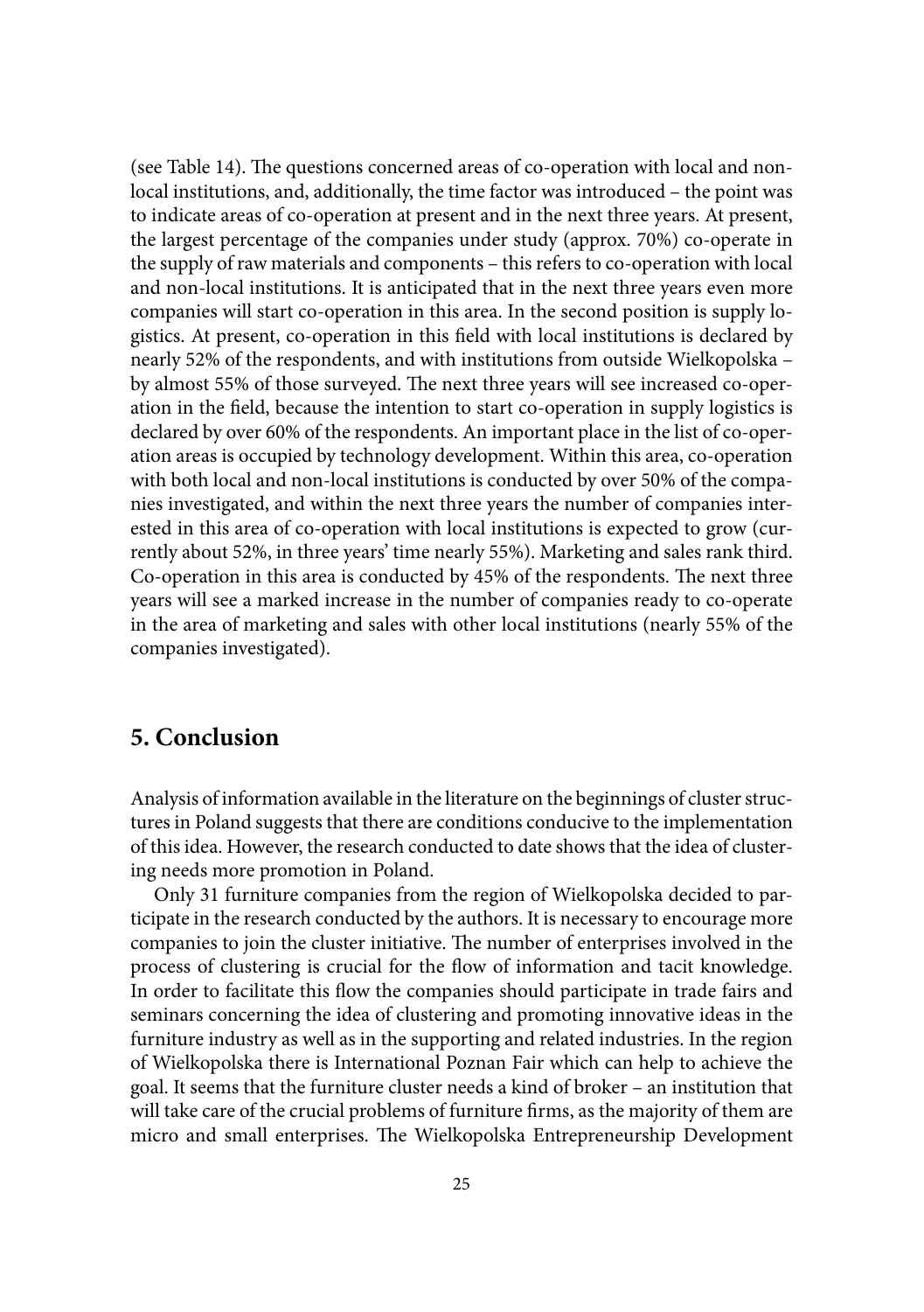(see Table 14). The questions concerned areas of co-operation with local and non-local institutions, and, additionally, the time factor was introduced – the point was to indicate areas of co-operation at present and in the next three years. At present, the largest percentage of the companies under study (approx. 70%) co-operate in the supply of raw materials and components – this refers to co-operation with local and non-local institutions. It is anticipated that in the next three years even more companies will start co-operation in this area. In the second position is supply logistics. At present, co-operation in this field with local institutions is declared by nearly 52% of the respondents, and with institutions from outside Wielkopolska – by almost 55% of those surveyed. The next three years will see increased co-operation in the field, because the intention to start co-operation in supply logistics is declared by over 60% of the respondents. An important place in the list of co-operation areas is occupied by technology development. Within this area, co-operation with both local and non-local institutions is conducted by over 50% of the companies investigated, and within the next three years the number of companies interested in this area of co-operation with local institutions is expected to grow (currently about 52%, in three years' time nearly 55%). Marketing and sales rank third. Co-operation in this area is conducted by 45% of the respondents. The next three years will see a marked increase in the number of companies ready to co-operate in the area of marketing and sales with other local institutions (nearly 55% of the companies investigated).

## 5. Conclusion

Analysis of information available in the literature on the beginnings of cluster structures in Poland suggests that there are conditions conducive to the implementation of this idea. However, the research conducted to date shows that the idea of clustering needs more promotion in Poland.

Only 31 furniture companies from the region of Wielkopolska decided to participate in the research conducted by the authors. It is necessary to encourage more companies to join the cluster initiative. The number of enterprises involved in the process of clustering is crucial for the flow of information and tacit knowledge. In order to facilitate this flow the companies should participate in trade fairs and seminars concerning the idea of clustering and promoting innovative ideas in the furniture industry as well as in the supporting and related industries. In the region of Wielkopolska there is International Poznan Fair which can help to achieve the goal. It seems that the furniture cluster needs a kind of broker – an institution that will take care of the crucial problems of furniture firms, as the majority of them are micro and small enterprises. The Wielkopolska Entrepreneurship Development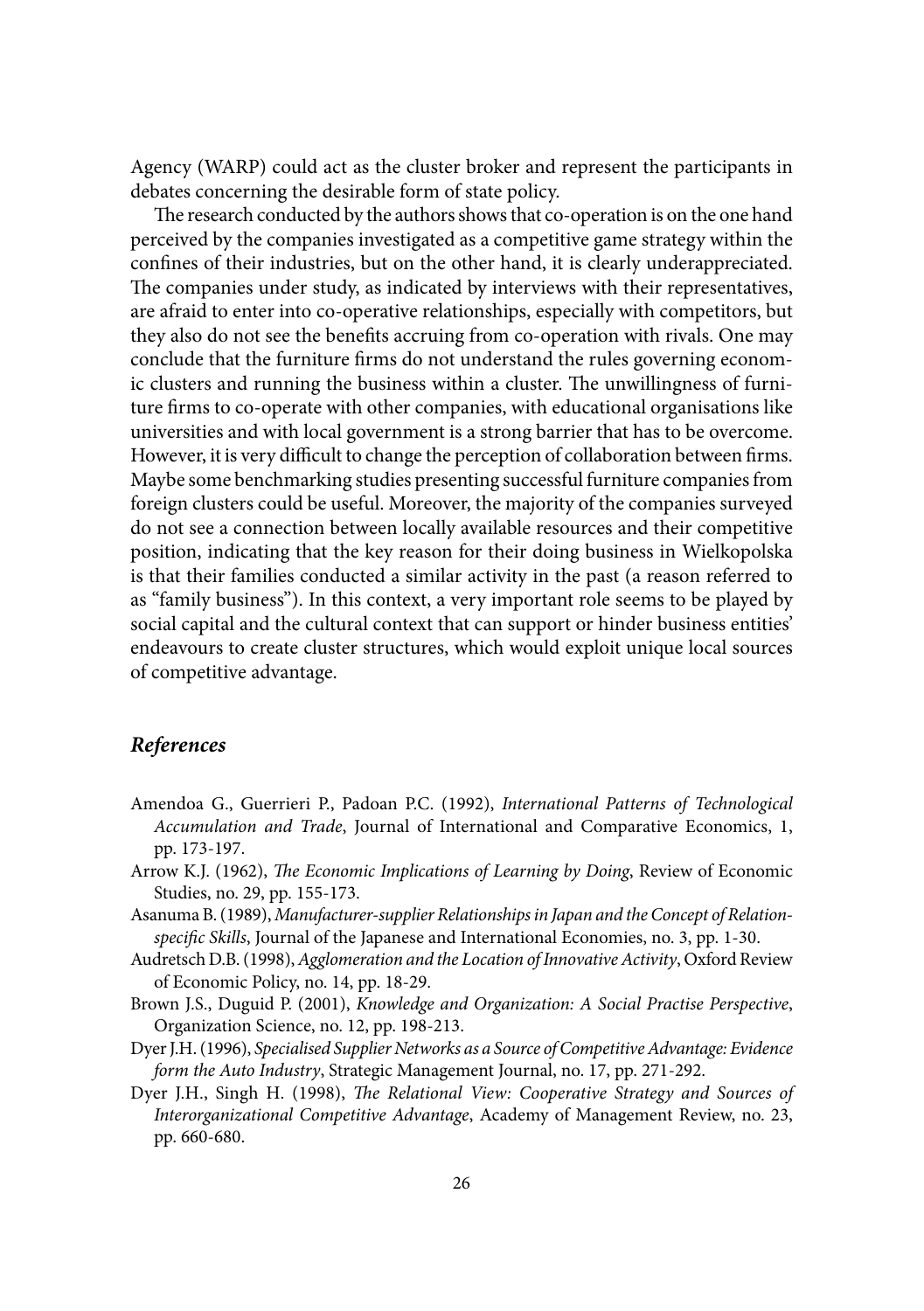Agency (WARP) could act as the cluster broker and represent the participants in debates concerning the desirable form of state policy.

The research conducted by the authors shows that co-operation is on the one hand perceived by the companies investigated as a competitive game strategy within the confines of their industries, but on the other hand, it is clearly underappreciated. The companies under study, as indicated by interviews with their representatives, are afraid to enter into co-operative relationships, especially with competitors, but they also do not see the benefits accruing from co-operation with rivals. One may conclude that the furniture firms do not understand the rules governing economic clusters and running the business within a cluster. The unwillingness of furniture firms to co-operate with other companies, with educational organisations like universities and with local government is a strong barrier that has to be overcome. However, it is very difficult to change the perception of collaboration between firms. Maybe some benchmarking studies presenting successful furniture companies from foreign clusters could be useful. Moreover, the majority of the companies surveyed do not see a connection between locally available resources and their competitive position, indicating that the key reason for their doing business in Wielkopolska is that their families conducted a similar activity in the past (a reason referred to as "family business"). In this context, a very important role seems to be played by social capital and the cultural context that can support or hinder business entities' endeavours to create cluster structures, which would exploit unique local sources of competitive advantage.

## *References*

- Amendoa G., Guerrieri P., Padoan P.C. (1992), *International Patterns of Technological Accumulation and Trade*, Journal of International and Comparative Economics, 1, pp. 173-197.
- Arrow K.J. (1962), *The Economic Implications of Learning by Doing*, Review of Economic Studies, no. 29, pp. 155-173.
- Asanuma B. (1989), *Manufacturer-supplier Relationships in Japan and the Concept of Relation-specific Skills*, Journal of the Japanese and International Economies, no. 3, pp. 1-30.
- Audretsch D.B. (1998), *Agglomeration and the Location of Innovative Activity*, Oxford Review of Economic Policy, no. 14, pp. 18-29.
- Brown J.S., Duguid P. (2001), *Knowledge and Organization: A Social Practise Perspective*, Organization Science, no. 12, pp. 198-213.
- Dyer J.H. (1996), *Specialised Supplier Networks as a Source of Competitive Advantage: Evidence form the Auto Industry*, Strategic Management Journal, no. 17, pp. 271-292.
- Dyer J.H., Singh H. (1998), *The Relational View: Cooperative Strategy and Sources of Interorganizational Competitive Advantage*, Academy of Management Review, no. 23, pp. 660-680.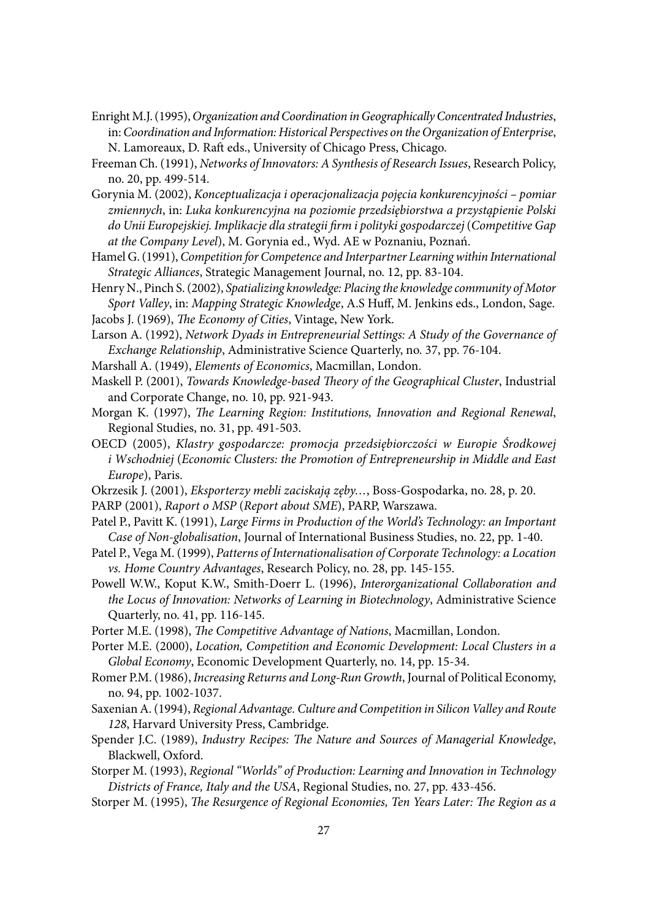Enright M.J. (1995), *Organization and Coordination in Geographically Concentrated Industries*, in: *Coordination and Information: Historical Perspectives on the Organization of Enterprise*, N. Lamoreaux, D. Raft eds., University of Chicago Press, Chicago.

Freeman Ch. (1991), *Networks of Innovators: A Synthesis of Research Issues*, Research Policy, no. 20, pp. 499-514.

Gorynia M. (2002), *Konceptualizacja i operacjonalizacja pojęcia konkurencyjności – pomiar zmiennych*, in: *Luka konkurencyjna na poziomie przedsiębiorstwa a przystąpienie Polski do Unii Europejskiej. Implikacje dla strategii firm i polityki gospodarczej* (*Competitive Gap at the Company Level*), M. Gorynia ed., Wyd. AE w Poznaniu, Poznań.

Hamel G. (1991), *Competition for Competence and Interpartner Learning within International Strategic Alliances*, Strategic Management Journal, no. 12, pp. 83-104.

Henry N., Pinch S. (2002), *Spatializing knowledge: Placing the knowledge community of Motor Sport Valley*, in: *Mapping Strategic Knowledge*, A.S Huff, M. Jenkins eds., London, Sage.

Jacobs J. (1969), *The Economy of Cities*, Vintage, New York.

Larson A. (1992), *Network Dyads in Entrepreneurial Settings: A Study of the Governance of Exchange Relationship*, Administrative Science Quarterly, no. 37, pp. 76-104.

Marshall A. (1949), *Elements of Economics*, Macmillan, London.

Maskell P. (2001), *Towards Knowledge-based Theory of the Geographical Cluster*, Industrial and Corporate Change, no. 10, pp. 921-943.

Morgan K. (1997), *The Learning Region: Institutions, Innovation and Regional Renewal*, Regional Studies, no. 31, pp. 491-503.

OECD (2005), *Klastry gospodarcze: promocja przedsiębiorczości w Europie Środkowej i Wschodniej* (*Economic Clusters: the Promotion of Entrepreneurship in Middle and East Europe*), Paris.

Okrzesik J. (2001), *Eksporterzy mebli zaciskają zęby…*, Boss-Gospodarka, no. 28, p. 20.

PARP (2001), *Raport o MSP* (*Report about SME*), PARP, Warszawa.

Patel P., Pavitt K. (1991), *Large Firms in Production of the World's Technology: an Important Case of Non-globalisation*, Journal of International Business Studies, no. 22, pp. 1-40.

Patel P., Vega M. (1999), *Patterns of Internationalisation of Corporate Technology: a Location vs. Home Country Advantages*, Research Policy, no. 28, pp. 145-155.

Powell W.W., Koput K.W., Smith-Doerr L. (1996), *Interorganizational Collaboration and the Locus of Innovation: Networks of Learning in Biotechnology*, Administrative Science Quarterly, no. 41, pp. 116-145.

Porter M.E. (1998), *The Competitive Advantage of Nations*, Macmillan, London.

Porter M.E. (2000), *Location, Competition and Economic Development: Local Clusters in a Global Economy*, Economic Development Quarterly, no. 14, pp. 15-34.

Romer P.M. (1986), *Increasing Returns and Long-Run Growth*, Journal of Political Economy, no. 94, pp. 1002-1037.

Saxenian A. (1994), *Regional Advantage. Culture and Competition in Silicon Valley and Route 128*, Harvard University Press, Cambridge.

Spender J.C. (1989), *Industry Recipes: The Nature and Sources of Managerial Knowledge*, Blackwell, Oxford.

Storper M. (1993), *Regional "Worlds" of Production: Learning and Innovation in Technology Districts of France, Italy and the USA*, Regional Studies, no. 27, pp. 433-456.

Storper M. (1995), *The Resurgence of Regional Economies, Ten Years Later: The Region as a*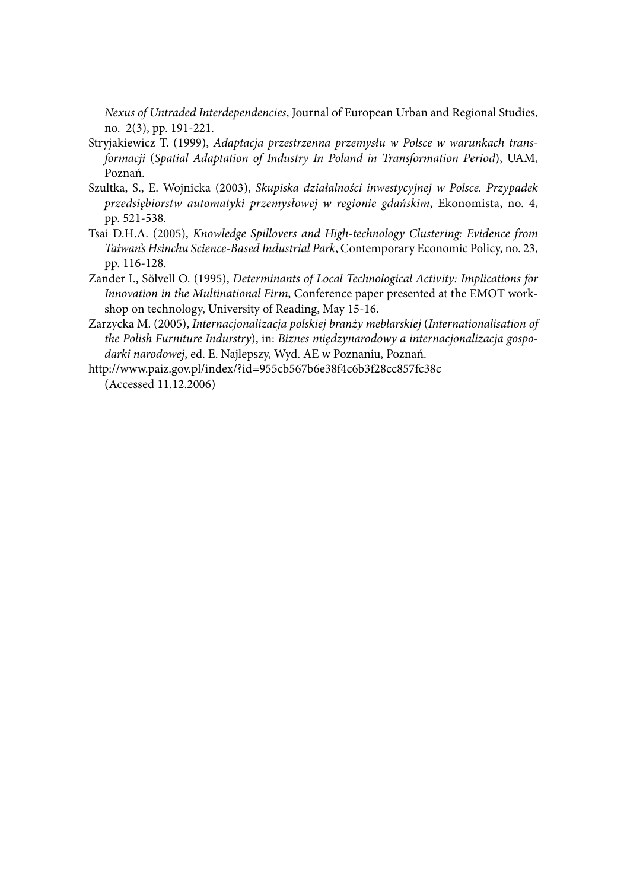*Nexus of Untraded Interdependencies*, Journal of European Urban and Regional Studies, no. 2(3), pp. 191-221.

Stryjakiewicz T. (1999), *Adaptacja przestrzenna przemysłu w Polsce w warunkach transformacji* (*Spatial Adaptation of Industry In Poland in Transformation Period*), UAM, Poznań.

Szultka, S., E. Wojnicka (2003), *Skupiska działalności inwestycyjnej w Polsce. Przypadek przedsiębiorstw automatyki przemysłowej w regionie gdańskim*, Ekonomista, no. 4, pp. 521-538.

Tsai D.H.A. (2005), *Knowledge Spillovers and High-technology Clustering: Evidence from Taiwan's Hsinchu Science-Based Industrial Park*, Contemporary Economic Policy, no. 23, pp. 116-128.

Zander I., Sölvell O. (1995), *Determinants of Local Technological Activity: Implications for Innovation in the Multinational Firm*, Conference paper presented at the EMOT workshop on technology, University of Reading, May 15-16.

Zarzycka M. (2005), *Internacjonalizacja polskiej branży meblarskiej* (*Internationalisation of the Polish Furniture Indurstry*), in: *Biznes międzynarodowy a internacjonalizacja gospodarki narodowej*, ed. E. Najlepszy, Wyd. AE w Poznaniu, Poznań.

http://www.paiz.gov.pl/index/?id=955cb567b6e38f4c6b3f28cc857fc38c (Accessed 11.12.2006)